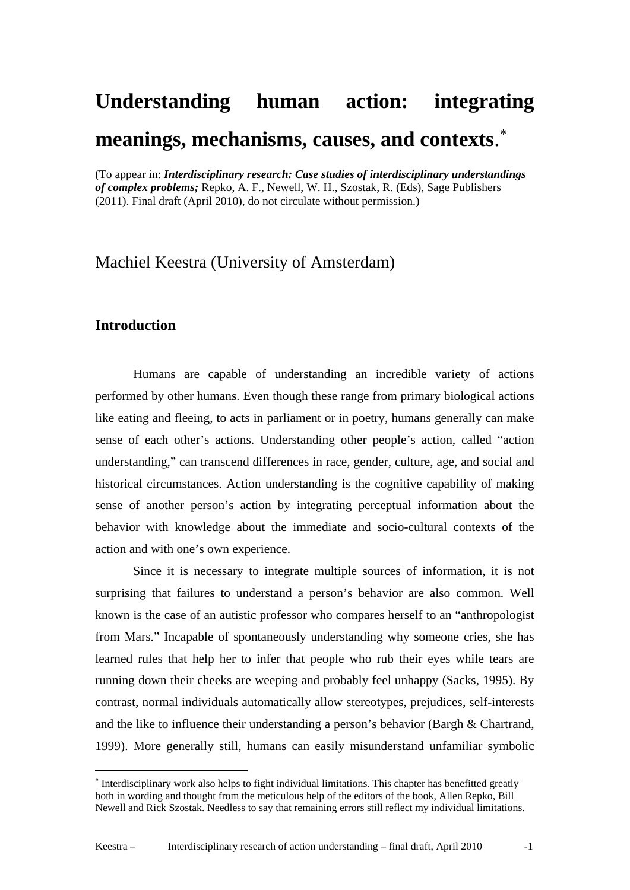# Understanding human action: integrating meanings, mechanisms, causes, and contexts.[*]

(To appear in: ***Interdisciplinary research: Case studies of interdisciplinary understandings of complex problems;*** Repko, A. F., Newell, W. H., Szostak, R. (Eds), Sage Publishers (2011). Final draft (April 2010), do not circulate without permission.)

Machiel Keestra (University of Amsterdam)

## Introduction

Humans are capable of understanding an incredible variety of actions performed by other humans. Even though these range from primary biological actions like eating and fleeing, to acts in parliament or in poetry, humans generally can make sense of each other's actions. Understanding other people's action, called "action understanding," can transcend differences in race, gender, culture, age, and social and historical circumstances. Action understanding is the cognitive capability of making sense of another person's action by integrating perceptual information about the behavior with knowledge about the immediate and socio-cultural contexts of the action and with one's own experience.

Since it is necessary to integrate multiple sources of information, it is not surprising that failures to understand a person's behavior are also common. Well known is the case of an autistic professor who compares herself to an "anthropologist from Mars." Incapable of spontaneously understanding why someone cries, she has learned rules that help her to infer that people who rub their eyes while tears are running down their cheeks are weeping and probably feel unhappy (Sacks, 1995). By contrast, normal individuals automatically allow stereotypes, prejudices, self-interests and the like to influence their understanding a person's behavior (Bargh & Chartrand, 1999). More generally still, humans can easily misunderstand unfamiliar symbolic

[*] Interdisciplinary work also helps to fight individual limitations. This chapter has benefitted greatly both in wording and thought from the meticulous help of the editors of the book, Allen Repko, Bill Newell and Rick Szostak. Needless to say that remaining errors still reflect my individual limitations.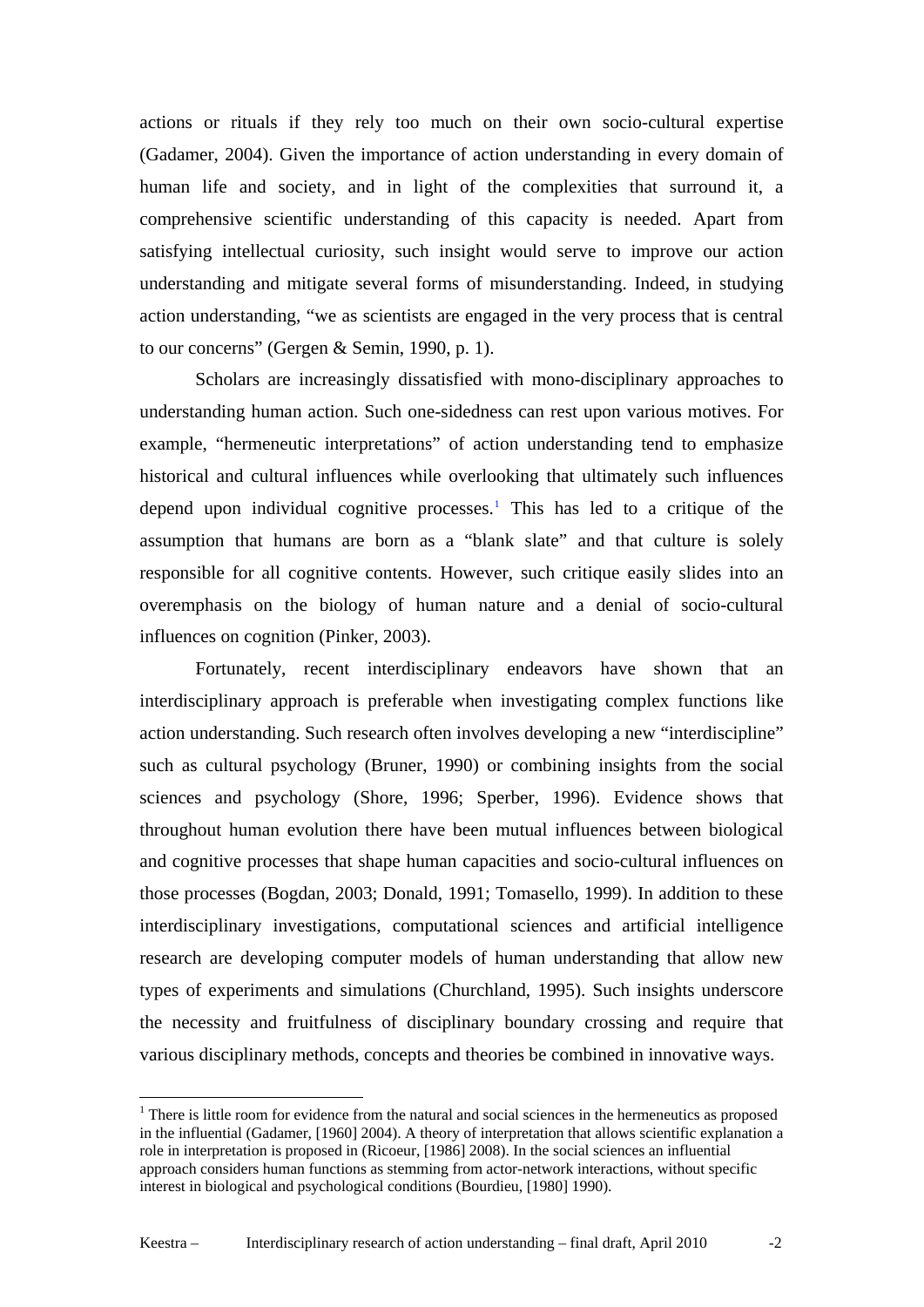actions or rituals if they rely too much on their own socio-cultural expertise (Gadamer, 2004). Given the importance of action understanding in every domain of human life and society, and in light of the complexities that surround it, a comprehensive scientific understanding of this capacity is needed. Apart from satisfying intellectual curiosity, such insight would serve to improve our action understanding and mitigate several forms of misunderstanding. Indeed, in studying action understanding, "we as scientists are engaged in the very process that is central to our concerns" (Gergen & Semin, 1990, p. 1).

Scholars are increasingly dissatisfied with mono-disciplinary approaches to understanding human action. Such one-sidedness can rest upon various motives. For example, "hermeneutic interpretations" of action understanding tend to emphasize historical and cultural influences while overlooking that ultimately such influences depend upon individual cognitive processes.[1] This has led to a critique of the assumption that humans are born as a "blank slate" and that culture is solely responsible for all cognitive contents. However, such critique easily slides into an overemphasis on the biology of human nature and a denial of socio-cultural influences on cognition (Pinker, 2003).

Fortunately, recent interdisciplinary endeavors have shown that an interdisciplinary approach is preferable when investigating complex functions like action understanding. Such research often involves developing a new "interdiscipline" such as cultural psychology (Bruner, 1990) or combining insights from the social sciences and psychology (Shore, 1996; Sperber, 1996). Evidence shows that throughout human evolution there have been mutual influences between biological and cognitive processes that shape human capacities and socio-cultural influences on those processes (Bogdan, 2003; Donald, 1991; Tomasello, 1999). In addition to these interdisciplinary investigations, computational sciences and artificial intelligence research are developing computer models of human understanding that allow new types of experiments and simulations (Churchland, 1995). Such insights underscore the necessity and fruitfulness of disciplinary boundary crossing and require that various disciplinary methods, concepts and theories be combined in innovative ways.

---

[1] There is little room for evidence from the natural and social sciences in the hermeneutics as proposed in the influential (Gadamer, [1960] 2004). A theory of interpretation that allows scientific explanation a role in interpretation is proposed in (Ricoeur, [1986] 2008). In the social sciences an influential approach considers human functions as stemming from actor-network interactions, without specific interest in biological and psychological conditions (Bourdieu, [1980] 1990).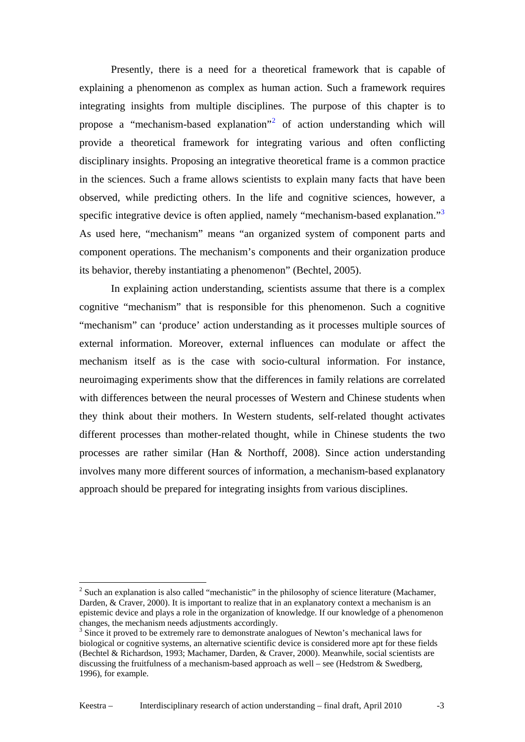Presently, there is a need for a theoretical framework that is capable of explaining a phenomenon as complex as human action. Such a framework requires integrating insights from multiple disciplines. The purpose of this chapter is to propose a "mechanism-based explanation"[2] of action understanding which will provide a theoretical framework for integrating various and often conflicting disciplinary insights. Proposing an integrative theoretical frame is a common practice in the sciences. Such a frame allows scientists to explain many facts that have been observed, while predicting others. In the life and cognitive sciences, however, a specific integrative device is often applied, namely "mechanism-based explanation."[3] As used here, "mechanism" means "an organized system of component parts and component operations. The mechanism's components and their organization produce its behavior, thereby instantiating a phenomenon" (Bechtel, 2005).

In explaining action understanding, scientists assume that there is a complex cognitive "mechanism" that is responsible for this phenomenon. Such a cognitive "mechanism" can 'produce' action understanding as it processes multiple sources of external information. Moreover, external influences can modulate or affect the mechanism itself as is the case with socio-cultural information. For instance, neuroimaging experiments show that the differences in family relations are correlated with differences between the neural processes of Western and Chinese students when they think about their mothers. In Western students, self-related thought activates different processes than mother-related thought, while in Chinese students the two processes are rather similar (Han & Northoff, 2008). Since action understanding involves many more different sources of information, a mechanism-based explanatory approach should be prepared for integrating insights from various disciplines.

---

[2] Such an explanation is also called "mechanistic" in the philosophy of science literature (Machamer, Darden, & Craver, 2000). It is important to realize that in an explanatory context a mechanism is an epistemic device and plays a role in the organization of knowledge. If our knowledge of a phenomenon changes, the mechanism needs adjustments accordingly.

[3] Since it proved to be extremely rare to demonstrate analogues of Newton's mechanical laws for biological or cognitive systems, an alternative scientific device is considered more apt for these fields (Bechtel & Richardson, 1993; Machamer, Darden, & Craver, 2000). Meanwhile, social scientists are discussing the fruitfulness of a mechanism-based approach as well – see (Hedstrom & Swedberg, 1996), for example.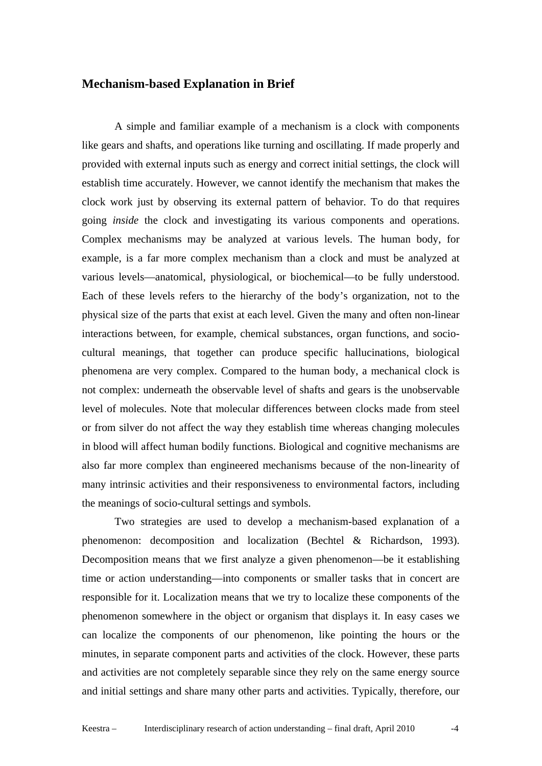## Mechanism-based Explanation in Brief

A simple and familiar example of a mechanism is a clock with components like gears and shafts, and operations like turning and oscillating. If made properly and provided with external inputs such as energy and correct initial settings, the clock will establish time accurately. However, we cannot identify the mechanism that makes the clock work just by observing its external pattern of behavior. To do that requires going *inside* the clock and investigating its various components and operations. Complex mechanisms may be analyzed at various levels. The human body, for example, is a far more complex mechanism than a clock and must be analyzed at various levels—anatomical, physiological, or biochemical—to be fully understood. Each of these levels refers to the hierarchy of the body's organization, not to the physical size of the parts that exist at each level. Given the many and often non-linear interactions between, for example, chemical substances, organ functions, and socio-cultural meanings, that together can produce specific hallucinations, biological phenomena are very complex. Compared to the human body, a mechanical clock is not complex: underneath the observable level of shafts and gears is the unobservable level of molecules. Note that molecular differences between clocks made from steel or from silver do not affect the way they establish time whereas changing molecules in blood will affect human bodily functions. Biological and cognitive mechanisms are also far more complex than engineered mechanisms because of the non-linearity of many intrinsic activities and their responsiveness to environmental factors, including the meanings of socio-cultural settings and symbols.

Two strategies are used to develop a mechanism-based explanation of a phenomenon: decomposition and localization (Bechtel & Richardson, 1993). Decomposition means that we first analyze a given phenomenon—be it establishing time or action understanding—into components or smaller tasks that in concert are responsible for it. Localization means that we try to localize these components of the phenomenon somewhere in the object or organism that displays it. In easy cases we can localize the components of our phenomenon, like pointing the hours or the minutes, in separate component parts and activities of the clock. However, these parts and activities are not completely separable since they rely on the same energy source and initial settings and share many other parts and activities. Typically, therefore, our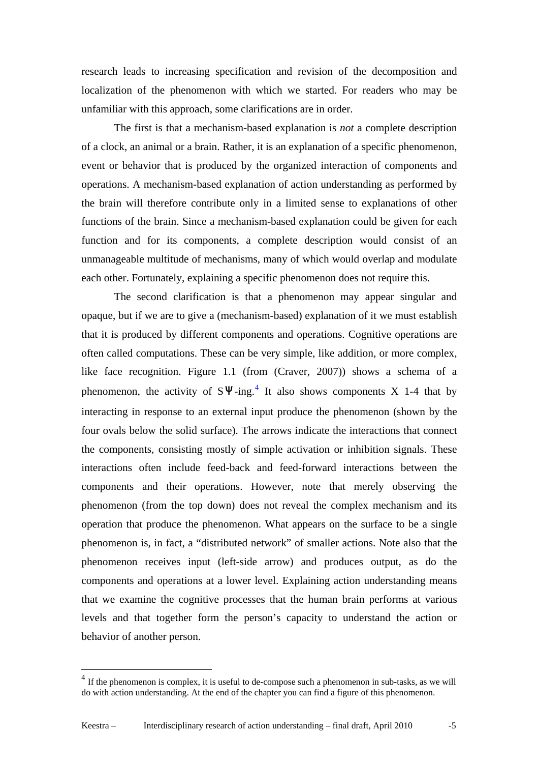research leads to increasing specification and revision of the decomposition and localization of the phenomenon with which we started. For readers who may be unfamiliar with this approach, some clarifications are in order.

The first is that a mechanism-based explanation is *not* a complete description of a clock, an animal or a brain. Rather, it is an explanation of a specific phenomenon, event or behavior that is produced by the organized interaction of components and operations. A mechanism-based explanation of action understanding as performed by the brain will therefore contribute only in a limited sense to explanations of other functions of the brain. Since a mechanism-based explanation could be given for each function and for its components, a complete description would consist of an unmanageable multitude of mechanisms, many of which would overlap and modulate each other. Fortunately, explaining a specific phenomenon does not require this.

The second clarification is that a phenomenon may appear singular and opaque, but if we are to give a (mechanism-based) explanation of it we must establish that it is produced by different components and operations. Cognitive operations are often called computations. These can be very simple, like addition, or more complex, like face recognition. Figure 1.1 (from (Craver, 2007)) shows a schema of a phenomenon, the activity of S$\Psi$-ing.[4] It also shows components X 1-4 that by interacting in response to an external input produce the phenomenon (shown by the four ovals below the solid surface). The arrows indicate the interactions that connect the components, consisting mostly of simple activation or inhibition signals. These interactions often include feed-back and feed-forward interactions between the components and their operations. However, note that merely observing the phenomenon (from the top down) does not reveal the complex mechanism and its operation that produce the phenomenon. What appears on the surface to be a single phenomenon is, in fact, a "distributed network" of smaller actions. Note also that the phenomenon receives input (left-side arrow) and produces output, as do the components and operations at a lower level. Explaining action understanding means that we examine the cognitive processes that the human brain performs at various levels and that together form the person's capacity to understand the action or behavior of another person.

---

[4] If the phenomenon is complex, it is useful to de-compose such a phenomenon in sub-tasks, as we will do with action understanding. At the end of the chapter you can find a figure of this phenomenon.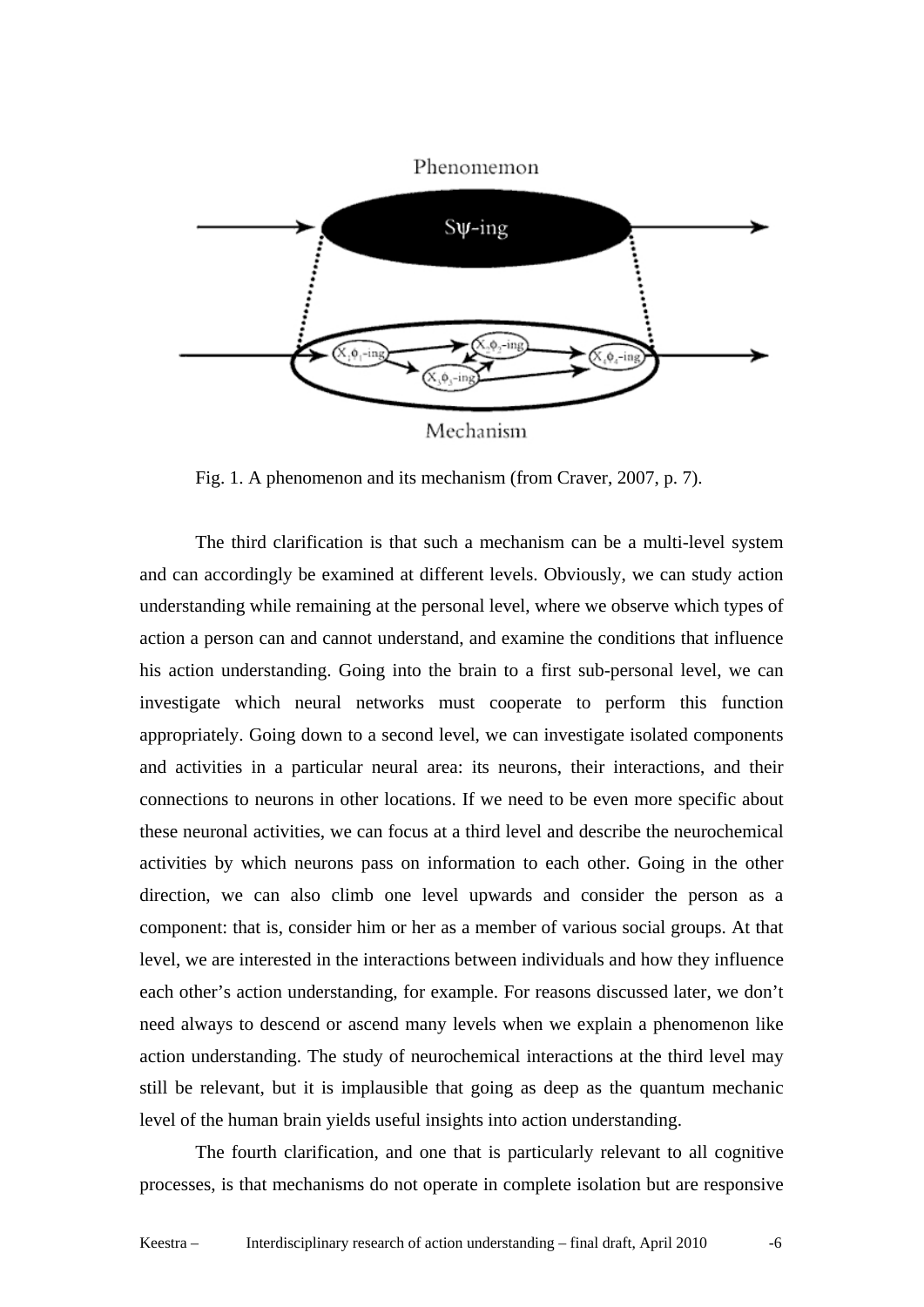Fig. 1. A phenomenon and its mechanism (from Craver, 2007, p. 7).

The third clarification is that such a mechanism can be a multi-level system and can accordingly be examined at different levels. Obviously, we can study action understanding while remaining at the personal level, where we observe which types of action a person can and cannot understand, and examine the conditions that influence his action understanding. Going into the brain to a first sub-personal level, we can investigate which neural networks must cooperate to perform this function appropriately. Going down to a second level, we can investigate isolated components and activities in a particular neural area: its neurons, their interactions, and their connections to neurons in other locations. If we need to be even more specific about these neuronal activities, we can focus at a third level and describe the neurochemical activities by which neurons pass on information to each other. Going in the other direction, we can also climb one level upwards and consider the person as a component: that is, consider him or her as a member of various social groups. At that level, we are interested in the interactions between individuals and how they influence each other's action understanding, for example. For reasons discussed later, we don't need always to descend or ascend many levels when we explain a phenomenon like action understanding. The study of neurochemical interactions at the third level may still be relevant, but it is implausible that going as deep as the quantum mechanic level of the human brain yields useful insights into action understanding.

The fourth clarification, and one that is particularly relevant to all cognitive processes, is that mechanisms do not operate in complete isolation but are responsive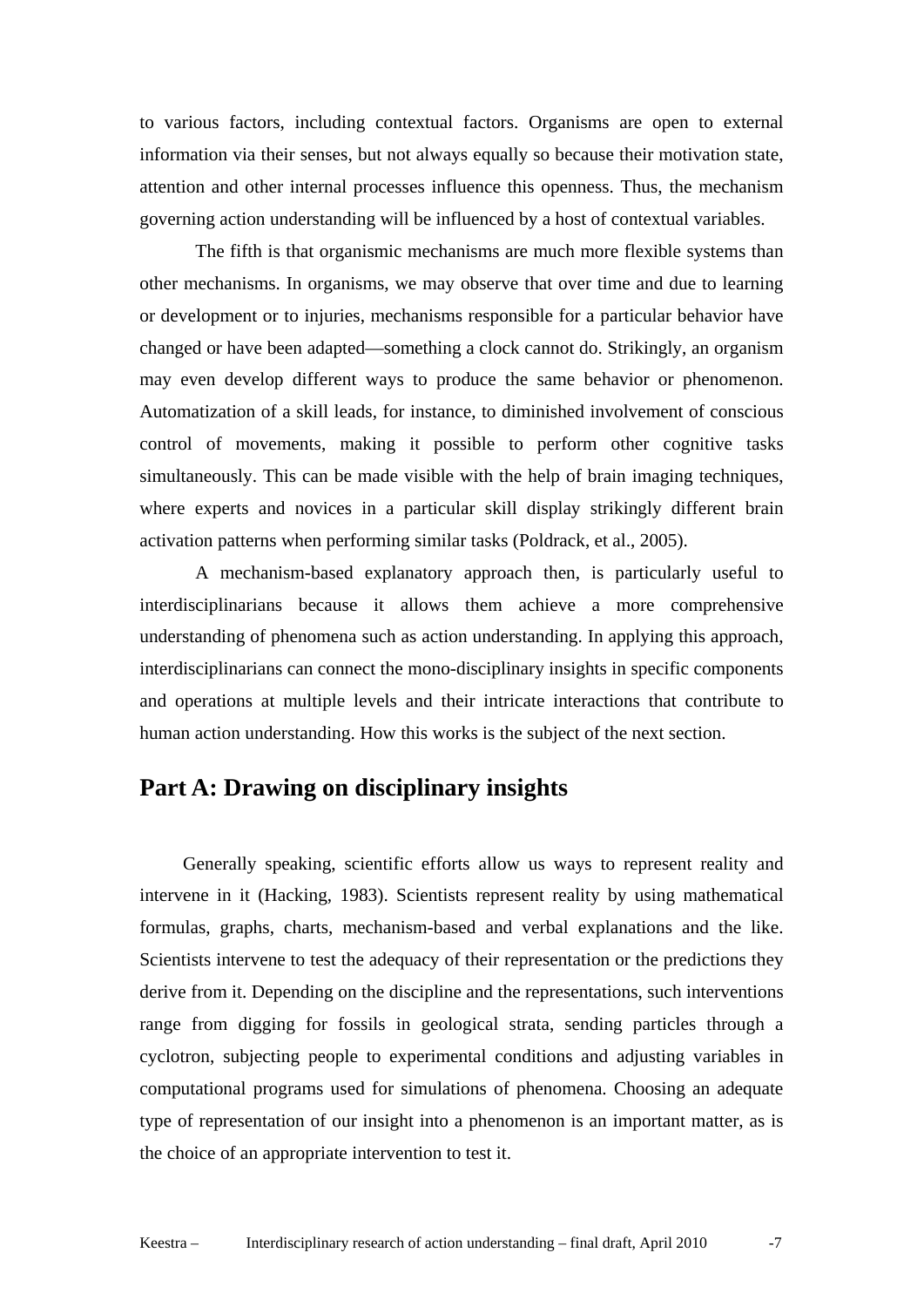to various factors, including contextual factors. Organisms are open to external information via their senses, but not always equally so because their motivation state, attention and other internal processes influence this openness. Thus, the mechanism governing action understanding will be influenced by a host of contextual variables.

The fifth is that organismic mechanisms are much more flexible systems than other mechanisms. In organisms, we may observe that over time and due to learning or development or to injuries, mechanisms responsible for a particular behavior have changed or have been adapted—something a clock cannot do. Strikingly, an organism may even develop different ways to produce the same behavior or phenomenon. Automatization of a skill leads, for instance, to diminished involvement of conscious control of movements, making it possible to perform other cognitive tasks simultaneously. This can be made visible with the help of brain imaging techniques, where experts and novices in a particular skill display strikingly different brain activation patterns when performing similar tasks (Poldrack, et al., 2005).

A mechanism-based explanatory approach then, is particularly useful to interdisciplinarians because it allows them achieve a more comprehensive understanding of phenomena such as action understanding. In applying this approach, interdisciplinarians can connect the mono-disciplinary insights in specific components and operations at multiple levels and their intricate interactions that contribute to human action understanding. How this works is the subject of the next section.

## Part A: Drawing on disciplinary insights

Generally speaking, scientific efforts allow us ways to represent reality and intervene in it (Hacking, 1983). Scientists represent reality by using mathematical formulas, graphs, charts, mechanism-based and verbal explanations and the like. Scientists intervene to test the adequacy of their representation or the predictions they derive from it. Depending on the discipline and the representations, such interventions range from digging for fossils in geological strata, sending particles through a cyclotron, subjecting people to experimental conditions and adjusting variables in computational programs used for simulations of phenomena. Choosing an adequate type of representation of our insight into a phenomenon is an important matter, as is the choice of an appropriate intervention to test it.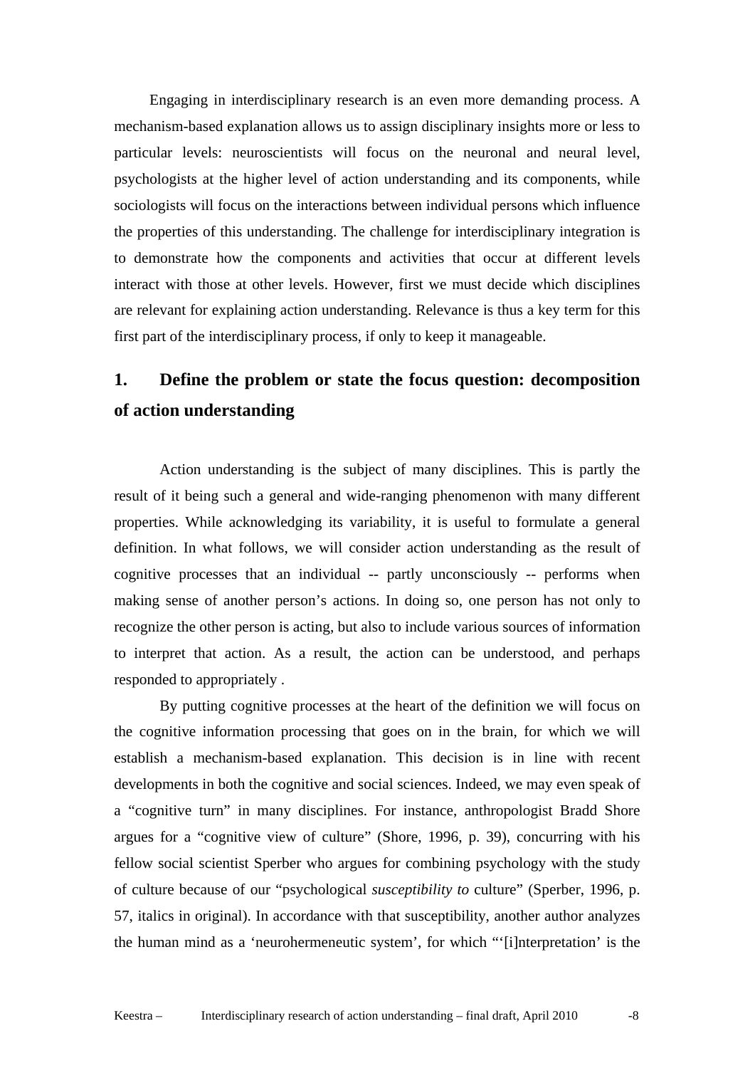Engaging in interdisciplinary research is an even more demanding process. A mechanism-based explanation allows us to assign disciplinary insights more or less to particular levels: neuroscientists will focus on the neuronal and neural level, psychologists at the higher level of action understanding and its components, while sociologists will focus on the interactions between individual persons which influence the properties of this understanding. The challenge for interdisciplinary integration is to demonstrate how the components and activities that occur at different levels interact with those at other levels. However, first we must decide which disciplines are relevant for explaining action understanding. Relevance is thus a key term for this first part of the interdisciplinary process, if only to keep it manageable.

## 1. Define the problem or state the focus question: decomposition of action understanding

Action understanding is the subject of many disciplines. This is partly the result of it being such a general and wide-ranging phenomenon with many different properties. While acknowledging its variability, it is useful to formulate a general definition. In what follows, we will consider action understanding as the result of cognitive processes that an individual -- partly unconsciously -- performs when making sense of another person's actions. In doing so, one person has not only to recognize the other person is acting, but also to include various sources of information to interpret that action. As a result, the action can be understood, and perhaps responded to appropriately .

By putting cognitive processes at the heart of the definition we will focus on the cognitive information processing that goes on in the brain, for which we will establish a mechanism-based explanation. This decision is in line with recent developments in both the cognitive and social sciences. Indeed, we may even speak of a "cognitive turn" in many disciplines. For instance, anthropologist Bradd Shore argues for a "cognitive view of culture" (Shore, 1996, p. 39), concurring with his fellow social scientist Sperber who argues for combining psychology with the study of culture because of our "psychological *susceptibility to* culture" (Sperber, 1996, p. 57, italics in original). In accordance with that susceptibility, another author analyzes the human mind as a 'neurohermeneutic system', for which "'[i]nterpretation' is the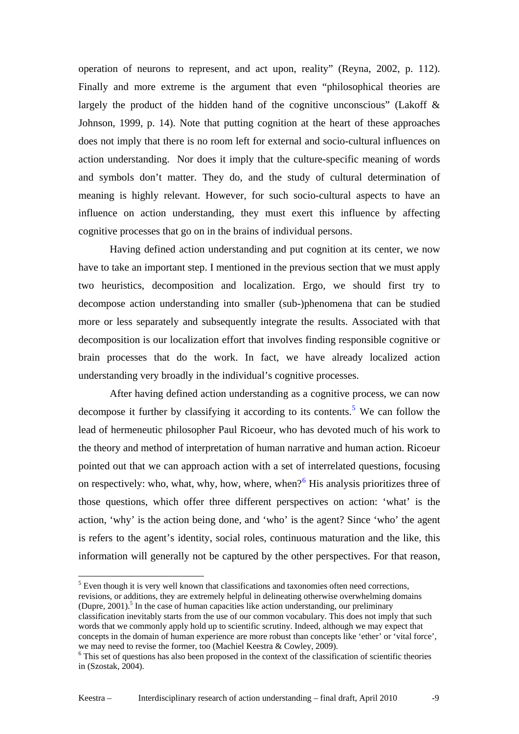operation of neurons to represent, and act upon, reality" (Reyna, 2002, p. 112). Finally and more extreme is the argument that even "philosophical theories are largely the product of the hidden hand of the cognitive unconscious" (Lakoff & Johnson, 1999, p. 14). Note that putting cognition at the heart of these approaches does not imply that there is no room left for external and socio-cultural influences on action understanding. Nor does it imply that the culture-specific meaning of words and symbols don't matter. They do, and the study of cultural determination of meaning is highly relevant. However, for such socio-cultural aspects to have an influence on action understanding, they must exert this influence by affecting cognitive processes that go on in the brains of individual persons.

Having defined action understanding and put cognition at its center, we now have to take an important step. I mentioned in the previous section that we must apply two heuristics, decomposition and localization. Ergo, we should first try to decompose action understanding into smaller (sub-)phenomena that can be studied more or less separately and subsequently integrate the results. Associated with that decomposition is our localization effort that involves finding responsible cognitive or brain processes that do the work. In fact, we have already localized action understanding very broadly in the individual's cognitive processes.

After having defined action understanding as a cognitive process, we can now decompose it further by classifying it according to its contents.[5] We can follow the lead of hermeneutic philosopher Paul Ricoeur, who has devoted much of his work to the theory and method of interpretation of human narrative and human action. Ricoeur pointed out that we can approach action with a set of interrelated questions, focusing on respectively: who, what, why, how, where, when?[6] His analysis prioritizes three of those questions, which offer three different perspectives on action: 'what' is the action, 'why' is the action being done, and 'who' is the agent? Since 'who' the agent is refers to the agent's identity, social roles, continuous maturation and the like, this information will generally not be captured by the other perspectives. For that reason,

---

[5] Even though it is very well known that classifications and taxonomies often need corrections, revisions, or additions, they are extremely helpful in delineating otherwise overwhelming domains (Dupre, 2001).[5] In the case of human capacities like action understanding, our preliminary classification inevitably starts from the use of our common vocabulary. This does not imply that such words that we commonly apply hold up to scientific scrutiny. Indeed, although we may expect that concepts in the domain of human experience are more robust than concepts like 'ether' or 'vital force', we may need to revise the former, too (Machiel Keestra & Cowley, 2009).

[6] This set of questions has also been proposed in the context of the classification of scientific theories in (Szostak, 2004).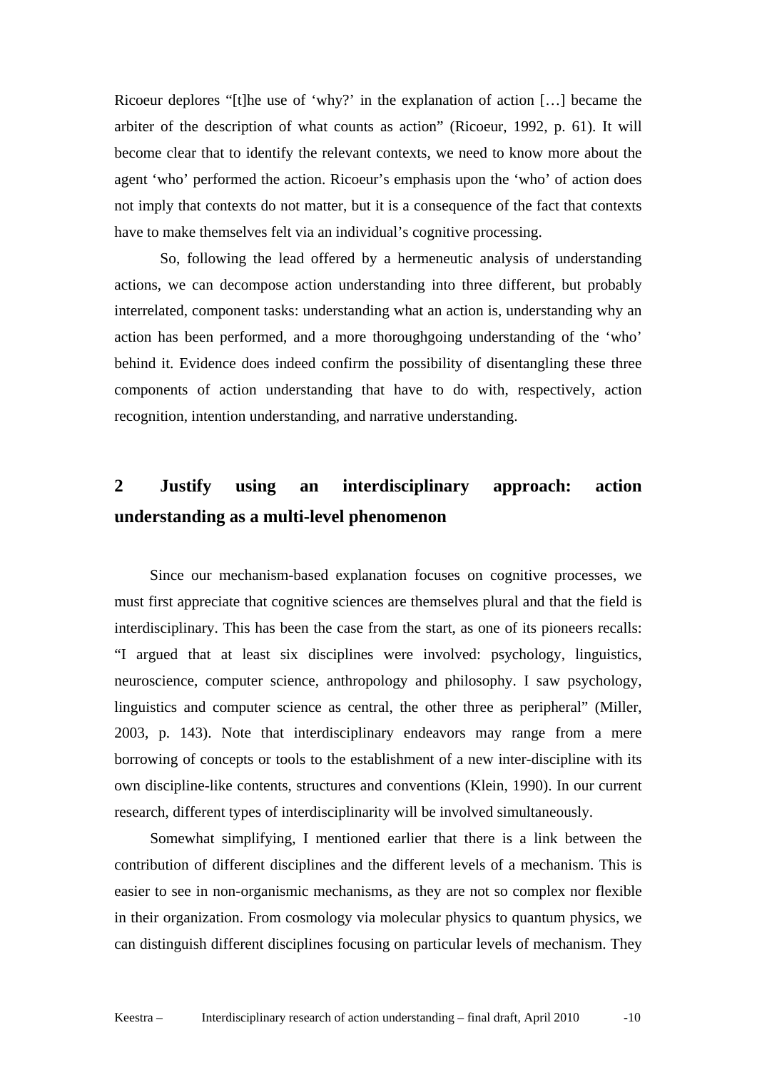Ricoeur deplores "[t]he use of 'why?' in the explanation of action […] became the arbiter of the description of what counts as action" (Ricoeur, 1992, p. 61). It will become clear that to identify the relevant contexts, we need to know more about the agent 'who' performed the action. Ricoeur's emphasis upon the 'who' of action does not imply that contexts do not matter, but it is a consequence of the fact that contexts have to make themselves felt via an individual's cognitive processing.

So, following the lead offered by a hermeneutic analysis of understanding actions, we can decompose action understanding into three different, but probably interrelated, component tasks: understanding what an action is, understanding why an action has been performed, and a more thoroughgoing understanding of the 'who' behind it. Evidence does indeed confirm the possibility of disentangling these three components of action understanding that have to do with, respectively, action recognition, intention understanding, and narrative understanding.

## 2 Justify using an interdisciplinary approach: action understanding as a multi-level phenomenon

Since our mechanism-based explanation focuses on cognitive processes, we must first appreciate that cognitive sciences are themselves plural and that the field is interdisciplinary. This has been the case from the start, as one of its pioneers recalls: "I argued that at least six disciplines were involved: psychology, linguistics, neuroscience, computer science, anthropology and philosophy. I saw psychology, linguistics and computer science as central, the other three as peripheral" (Miller, 2003, p. 143). Note that interdisciplinary endeavors may range from a mere borrowing of concepts or tools to the establishment of a new inter-discipline with its own discipline-like contents, structures and conventions (Klein, 1990). In our current research, different types of interdisciplinarity will be involved simultaneously.

Somewhat simplifying, I mentioned earlier that there is a link between the contribution of different disciplines and the different levels of a mechanism. This is easier to see in non-organismic mechanisms, as they are not so complex nor flexible in their organization. From cosmology via molecular physics to quantum physics, we can distinguish different disciplines focusing on particular levels of mechanism. They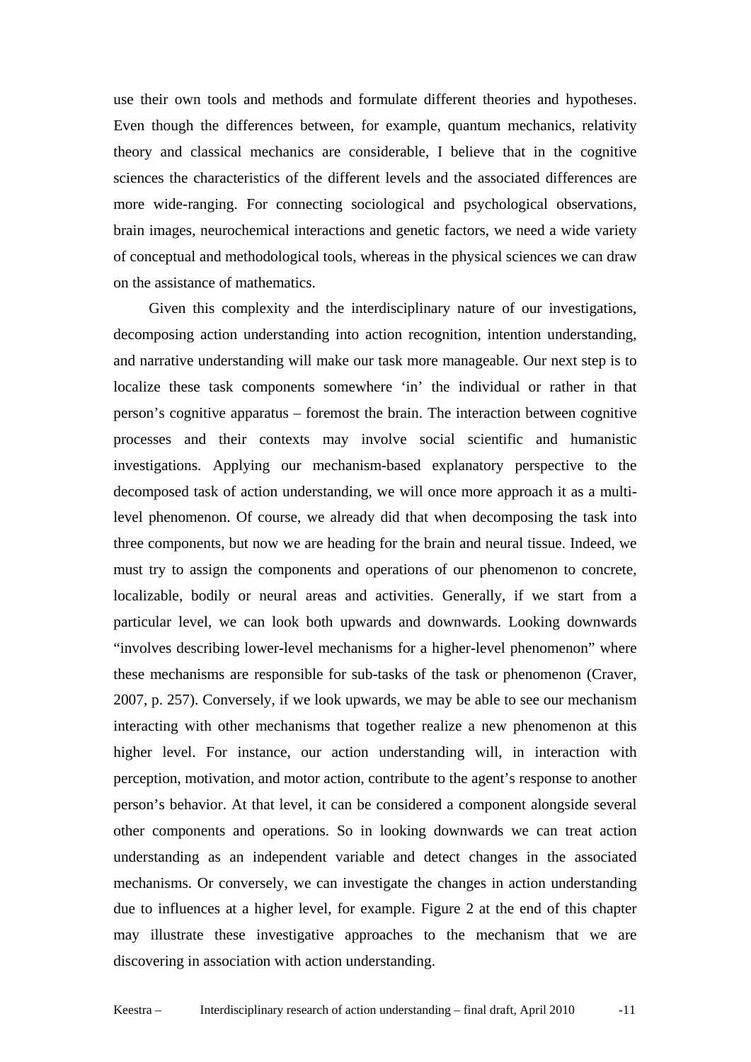use their own tools and methods and formulate different theories and hypotheses. Even though the differences between, for example, quantum mechanics, relativity theory and classical mechanics are considerable, I believe that in the cognitive sciences the characteristics of the different levels and the associated differences are more wide-ranging. For connecting sociological and psychological observations, brain images, neurochemical interactions and genetic factors, we need a wide variety of conceptual and methodological tools, whereas in the physical sciences we can draw on the assistance of mathematics.

Given this complexity and the interdisciplinary nature of our investigations, decomposing action understanding into action recognition, intention understanding, and narrative understanding will make our task more manageable. Our next step is to localize these task components somewhere 'in' the individual or rather in that person's cognitive apparatus – foremost the brain. The interaction between cognitive processes and their contexts may involve social scientific and humanistic investigations. Applying our mechanism-based explanatory perspective to the decomposed task of action understanding, we will once more approach it as a multi-level phenomenon. Of course, we already did that when decomposing the task into three components, but now we are heading for the brain and neural tissue. Indeed, we must try to assign the components and operations of our phenomenon to concrete, localizable, bodily or neural areas and activities. Generally, if we start from a particular level, we can look both upwards and downwards. Looking downwards "involves describing lower-level mechanisms for a higher-level phenomenon" where these mechanisms are responsible for sub-tasks of the task or phenomenon (Craver, 2007, p. 257). Conversely, if we look upwards, we may be able to see our mechanism interacting with other mechanisms that together realize a new phenomenon at this higher level. For instance, our action understanding will, in interaction with perception, motivation, and motor action, contribute to the agent's response to another person's behavior. At that level, it can be considered a component alongside several other components and operations. So in looking downwards we can treat action understanding as an independent variable and detect changes in the associated mechanisms. Or conversely, we can investigate the changes in action understanding due to influences at a higher level, for example. Figure 2 at the end of this chapter may illustrate these investigative approaches to the mechanism that we are discovering in association with action understanding.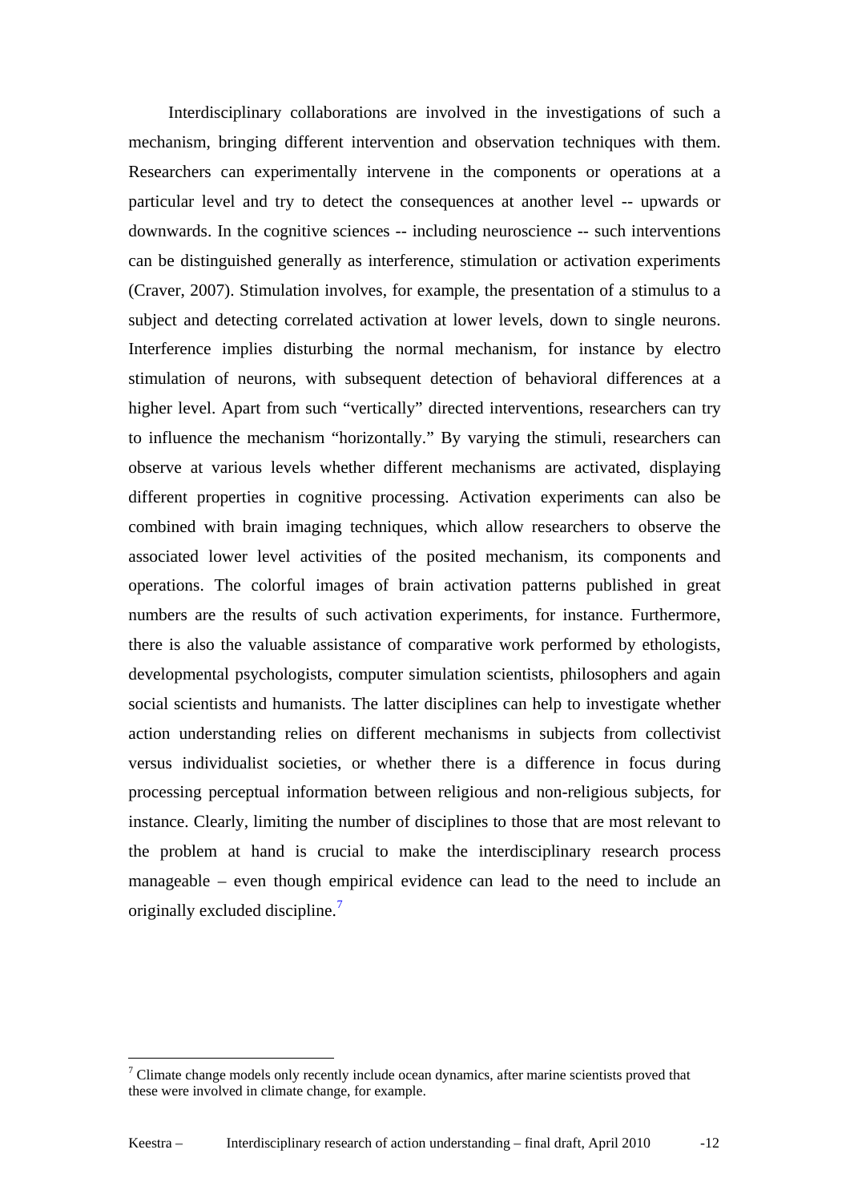Interdisciplinary collaborations are involved in the investigations of such a mechanism, bringing different intervention and observation techniques with them. Researchers can experimentally intervene in the components or operations at a particular level and try to detect the consequences at another level -- upwards or downwards. In the cognitive sciences -- including neuroscience -- such interventions can be distinguished generally as interference, stimulation or activation experiments (Craver, 2007). Stimulation involves, for example, the presentation of a stimulus to a subject and detecting correlated activation at lower levels, down to single neurons. Interference implies disturbing the normal mechanism, for instance by electro stimulation of neurons, with subsequent detection of behavioral differences at a higher level. Apart from such "vertically" directed interventions, researchers can try to influence the mechanism "horizontally." By varying the stimuli, researchers can observe at various levels whether different mechanisms are activated, displaying different properties in cognitive processing. Activation experiments can also be combined with brain imaging techniques, which allow researchers to observe the associated lower level activities of the posited mechanism, its components and operations. The colorful images of brain activation patterns published in great numbers are the results of such activation experiments, for instance. Furthermore, there is also the valuable assistance of comparative work performed by ethologists, developmental psychologists, computer simulation scientists, philosophers and again social scientists and humanists. The latter disciplines can help to investigate whether action understanding relies on different mechanisms in subjects from collectivist versus individualist societies, or whether there is a difference in focus during processing perceptual information between religious and non-religious subjects, for instance. Clearly, limiting the number of disciplines to those that are most relevant to the problem at hand is crucial to make the interdisciplinary research process manageable – even though empirical evidence can lead to the need to include an originally excluded discipline.[7]

[7] Climate change models only recently include ocean dynamics, after marine scientists proved that these were involved in climate change, for example.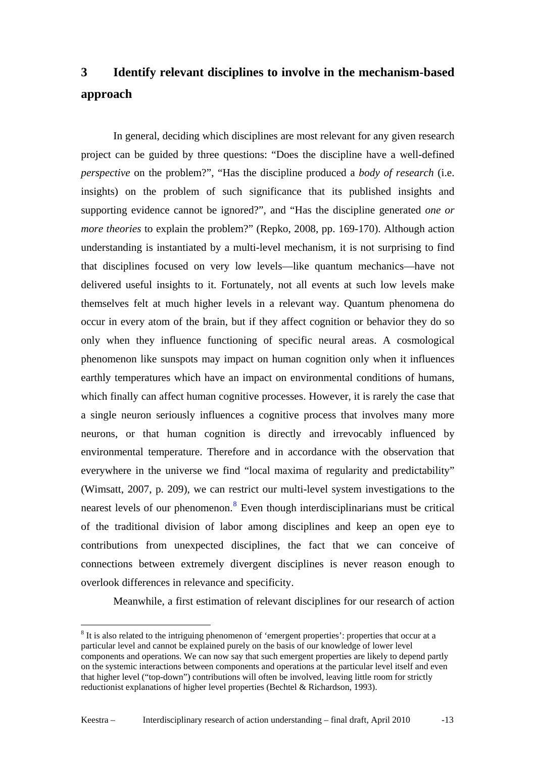## 3 Identify relevant disciplines to involve in the mechanism-based approach

In general, deciding which disciplines are most relevant for any given research project can be guided by three questions: "Does the discipline have a well-defined *perspective* on the problem?", "Has the discipline produced a *body of research* (i.e. insights) on the problem of such significance that its published insights and supporting evidence cannot be ignored?", and "Has the discipline generated *one or more theories* to explain the problem?" (Repko, 2008, pp. 169-170). Although action understanding is instantiated by a multi-level mechanism, it is not surprising to find that disciplines focused on very low levels—like quantum mechanics—have not delivered useful insights to it. Fortunately, not all events at such low levels make themselves felt at much higher levels in a relevant way. Quantum phenomena do occur in every atom of the brain, but if they affect cognition or behavior they do so only when they influence functioning of specific neural areas. A cosmological phenomenon like sunspots may impact on human cognition only when it influences earthly temperatures which have an impact on environmental conditions of humans, which finally can affect human cognitive processes. However, it is rarely the case that a single neuron seriously influences a cognitive process that involves many more neurons, or that human cognition is directly and irrevocably influenced by environmental temperature. Therefore and in accordance with the observation that everywhere in the universe we find "local maxima of regularity and predictability" (Wimsatt, 2007, p. 209), we can restrict our multi-level system investigations to the nearest levels of our phenomenon.[8] Even though interdisciplinarians must be critical of the traditional division of labor among disciplines and keep an open eye to contributions from unexpected disciplines, the fact that we can conceive of connections between extremely divergent disciplines is never reason enough to overlook differences in relevance and specificity.

Meanwhile, a first estimation of relevant disciplines for our research of action

[8] It is also related to the intriguing phenomenon of 'emergent properties': properties that occur at a particular level and cannot be explained purely on the basis of our knowledge of lower level components and operations. We can now say that such emergent properties are likely to depend partly on the systemic interactions between components and operations at the particular level itself and even that higher level ("top-down") contributions will often be involved, leaving little room for strictly reductionist explanations of higher level properties (Bechtel & Richardson, 1993).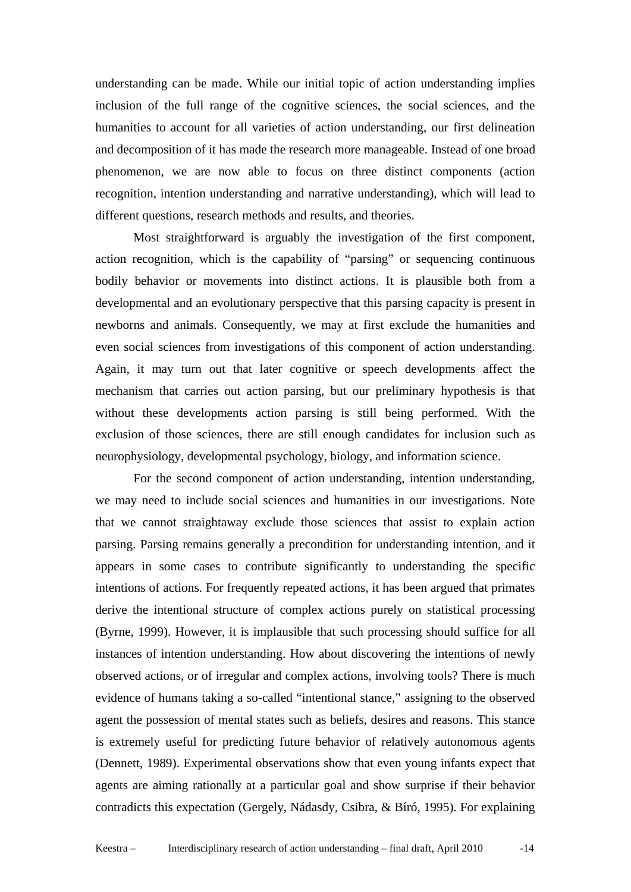understanding can be made. While our initial topic of action understanding implies inclusion of the full range of the cognitive sciences, the social sciences, and the humanities to account for all varieties of action understanding, our first delineation and decomposition of it has made the research more manageable. Instead of one broad phenomenon, we are now able to focus on three distinct components (action recognition, intention understanding and narrative understanding), which will lead to different questions, research methods and results, and theories.

Most straightforward is arguably the investigation of the first component, action recognition, which is the capability of "parsing" or sequencing continuous bodily behavior or movements into distinct actions. It is plausible both from a developmental and an evolutionary perspective that this parsing capacity is present in newborns and animals. Consequently, we may at first exclude the humanities and even social sciences from investigations of this component of action understanding. Again, it may turn out that later cognitive or speech developments affect the mechanism that carries out action parsing, but our preliminary hypothesis is that without these developments action parsing is still being performed. With the exclusion of those sciences, there are still enough candidates for inclusion such as neurophysiology, developmental psychology, biology, and information science.

For the second component of action understanding, intention understanding, we may need to include social sciences and humanities in our investigations. Note that we cannot straightaway exclude those sciences that assist to explain action parsing. Parsing remains generally a precondition for understanding intention, and it appears in some cases to contribute significantly to understanding the specific intentions of actions. For frequently repeated actions, it has been argued that primates derive the intentional structure of complex actions purely on statistical processing (Byrne, 1999). However, it is implausible that such processing should suffice for all instances of intention understanding. How about discovering the intentions of newly observed actions, or of irregular and complex actions, involving tools? There is much evidence of humans taking a so-called "intentional stance," assigning to the observed agent the possession of mental states such as beliefs, desires and reasons. This stance is extremely useful for predicting future behavior of relatively autonomous agents (Dennett, 1989). Experimental observations show that even young infants expect that agents are aiming rationally at a particular goal and show surprise if their behavior contradicts this expectation (Gergely, Nádasdy, Csibra, & Bíró, 1995). For explaining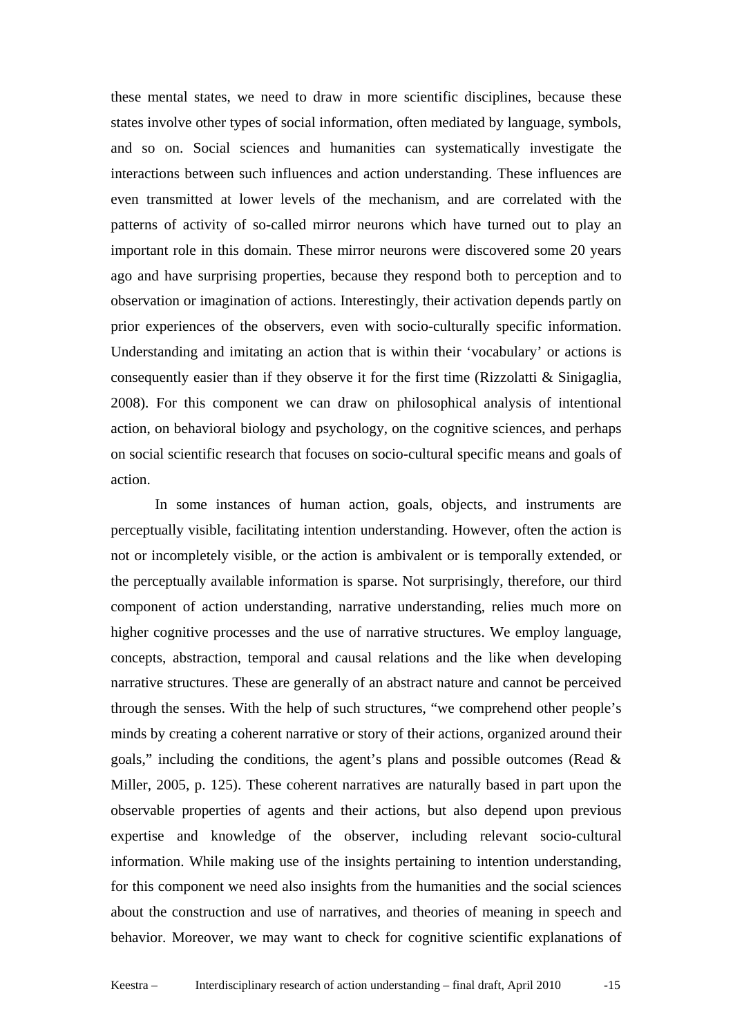these mental states, we need to draw in more scientific disciplines, because these states involve other types of social information, often mediated by language, symbols, and so on. Social sciences and humanities can systematically investigate the interactions between such influences and action understanding. These influences are even transmitted at lower levels of the mechanism, and are correlated with the patterns of activity of so-called mirror neurons which have turned out to play an important role in this domain. These mirror neurons were discovered some 20 years ago and have surprising properties, because they respond both to perception and to observation or imagination of actions. Interestingly, their activation depends partly on prior experiences of the observers, even with socio-culturally specific information. Understanding and imitating an action that is within their 'vocabulary' or actions is consequently easier than if they observe it for the first time (Rizzolatti & Sinigaglia, 2008). For this component we can draw on philosophical analysis of intentional action, on behavioral biology and psychology, on the cognitive sciences, and perhaps on social scientific research that focuses on socio-cultural specific means and goals of action.

In some instances of human action, goals, objects, and instruments are perceptually visible, facilitating intention understanding. However, often the action is not or incompletely visible, or the action is ambivalent or is temporally extended, or the perceptually available information is sparse. Not surprisingly, therefore, our third component of action understanding, narrative understanding, relies much more on higher cognitive processes and the use of narrative structures. We employ language, concepts, abstraction, temporal and causal relations and the like when developing narrative structures. These are generally of an abstract nature and cannot be perceived through the senses. With the help of such structures, "we comprehend other people's minds by creating a coherent narrative or story of their actions, organized around their goals," including the conditions, the agent's plans and possible outcomes (Read & Miller, 2005, p. 125). These coherent narratives are naturally based in part upon the observable properties of agents and their actions, but also depend upon previous expertise and knowledge of the observer, including relevant socio-cultural information. While making use of the insights pertaining to intention understanding, for this component we need also insights from the humanities and the social sciences about the construction and use of narratives, and theories of meaning in speech and behavior. Moreover, we may want to check for cognitive scientific explanations of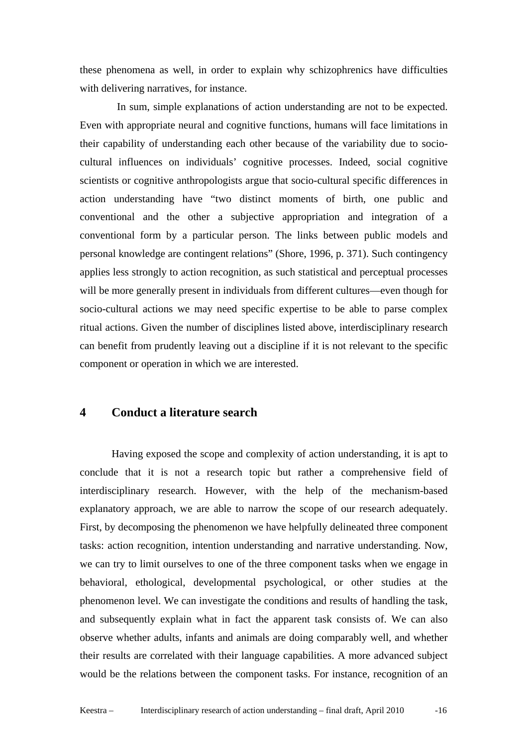these phenomena as well, in order to explain why schizophrenics have difficulties with delivering narratives, for instance.

In sum, simple explanations of action understanding are not to be expected. Even with appropriate neural and cognitive functions, humans will face limitations in their capability of understanding each other because of the variability due to socio-cultural influences on individuals' cognitive processes. Indeed, social cognitive scientists or cognitive anthropologists argue that socio-cultural specific differences in action understanding have "two distinct moments of birth, one public and conventional and the other a subjective appropriation and integration of a conventional form by a particular person. The links between public models and personal knowledge are contingent relations" (Shore, 1996, p. 371). Such contingency applies less strongly to action recognition, as such statistical and perceptual processes will be more generally present in individuals from different cultures—even though for socio-cultural actions we may need specific expertise to be able to parse complex ritual actions. Given the number of disciplines listed above, interdisciplinary research can benefit from prudently leaving out a discipline if it is not relevant to the specific component or operation in which we are interested.

## 4 Conduct a literature search

Having exposed the scope and complexity of action understanding, it is apt to conclude that it is not a research topic but rather a comprehensive field of interdisciplinary research. However, with the help of the mechanism-based explanatory approach, we are able to narrow the scope of our research adequately. First, by decomposing the phenomenon we have helpfully delineated three component tasks: action recognition, intention understanding and narrative understanding. Now, we can try to limit ourselves to one of the three component tasks when we engage in behavioral, ethological, developmental psychological, or other studies at the phenomenon level. We can investigate the conditions and results of handling the task, and subsequently explain what in fact the apparent task consists of. We can also observe whether adults, infants and animals are doing comparably well, and whether their results are correlated with their language capabilities. A more advanced subject would be the relations between the component tasks. For instance, recognition of an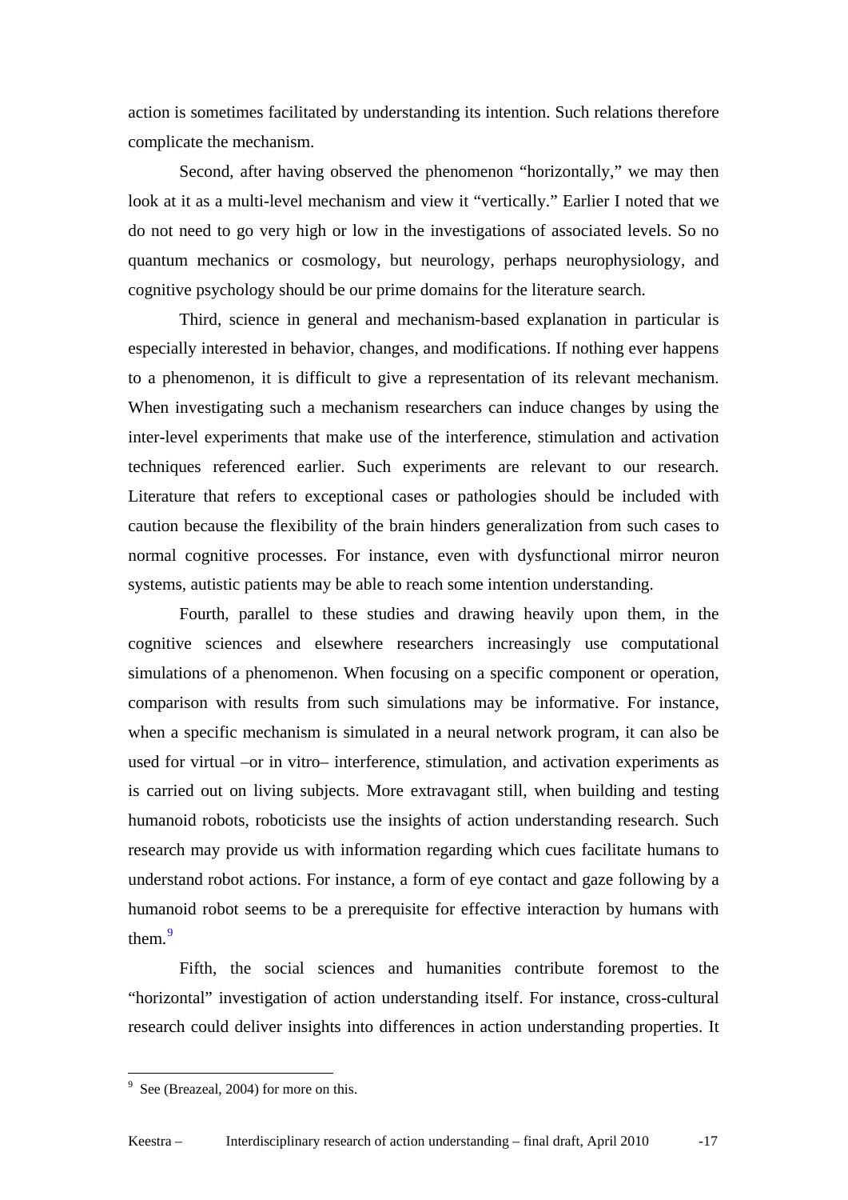action is sometimes facilitated by understanding its intention. Such relations therefore complicate the mechanism.

Second, after having observed the phenomenon "horizontally," we may then look at it as a multi-level mechanism and view it "vertically." Earlier I noted that we do not need to go very high or low in the investigations of associated levels. So no quantum mechanics or cosmology, but neurology, perhaps neurophysiology, and cognitive psychology should be our prime domains for the literature search.

Third, science in general and mechanism-based explanation in particular is especially interested in behavior, changes, and modifications. If nothing ever happens to a phenomenon, it is difficult to give a representation of its relevant mechanism. When investigating such a mechanism researchers can induce changes by using the inter-level experiments that make use of the interference, stimulation and activation techniques referenced earlier. Such experiments are relevant to our research. Literature that refers to exceptional cases or pathologies should be included with caution because the flexibility of the brain hinders generalization from such cases to normal cognitive processes. For instance, even with dysfunctional mirror neuron systems, autistic patients may be able to reach some intention understanding.

Fourth, parallel to these studies and drawing heavily upon them, in the cognitive sciences and elsewhere researchers increasingly use computational simulations of a phenomenon. When focusing on a specific component or operation, comparison with results from such simulations may be informative. For instance, when a specific mechanism is simulated in a neural network program, it can also be used for virtual –or in vitro– interference, stimulation, and activation experiments as is carried out on living subjects. More extravagant still, when building and testing humanoid robots, roboticists use the insights of action understanding research. Such research may provide us with information regarding which cues facilitate humans to understand robot actions. For instance, a form of eye contact and gaze following by a humanoid robot seems to be a prerequisite for effective interaction by humans with them.[9]

Fifth, the social sciences and humanities contribute foremost to the "horizontal" investigation of action understanding itself. For instance, cross-cultural research could deliver insights into differences in action understanding properties. It

---

[9] See (Breazeal, 2004) for more on this.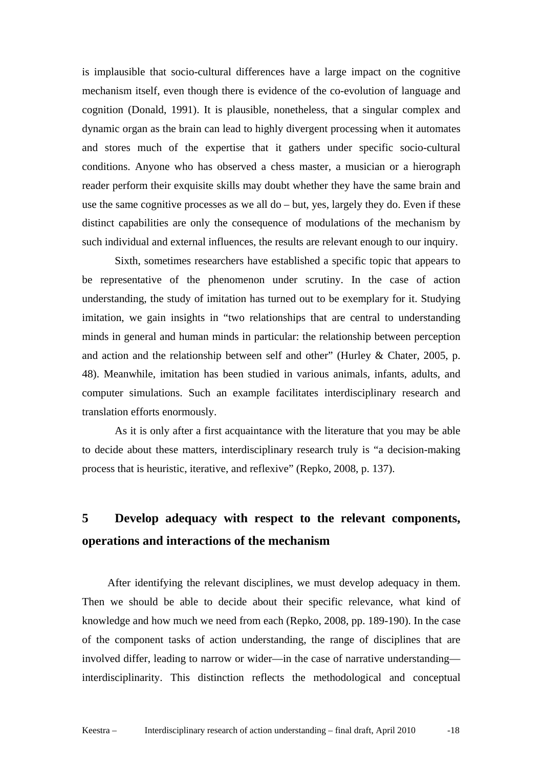is implausible that socio-cultural differences have a large impact on the cognitive mechanism itself, even though there is evidence of the co-evolution of language and cognition (Donald, 1991). It is plausible, nonetheless, that a singular complex and dynamic organ as the brain can lead to highly divergent processing when it automates and stores much of the expertise that it gathers under specific socio-cultural conditions. Anyone who has observed a chess master, a musician or a hierograph reader perform their exquisite skills may doubt whether they have the same brain and use the same cognitive processes as we all do – but, yes, largely they do. Even if these distinct capabilities are only the consequence of modulations of the mechanism by such individual and external influences, the results are relevant enough to our inquiry.

Sixth, sometimes researchers have established a specific topic that appears to be representative of the phenomenon under scrutiny. In the case of action understanding, the study of imitation has turned out to be exemplary for it. Studying imitation, we gain insights in "two relationships that are central to understanding minds in general and human minds in particular: the relationship between perception and action and the relationship between self and other" (Hurley & Chater, 2005, p. 48). Meanwhile, imitation has been studied in various animals, infants, adults, and computer simulations. Such an example facilitates interdisciplinary research and translation efforts enormously.

As it is only after a first acquaintance with the literature that you may be able to decide about these matters, interdisciplinary research truly is "a decision-making process that is heuristic, iterative, and reflexive" (Repko, 2008, p. 137).

## 5 Develop adequacy with respect to the relevant components, operations and interactions of the mechanism

After identifying the relevant disciplines, we must develop adequacy in them. Then we should be able to decide about their specific relevance, what kind of knowledge and how much we need from each (Repko, 2008, pp. 189-190). In the case of the component tasks of action understanding, the range of disciplines that are involved differ, leading to narrow or wider—in the case of narrative understanding—interdisciplinarity. This distinction reflects the methodological and conceptual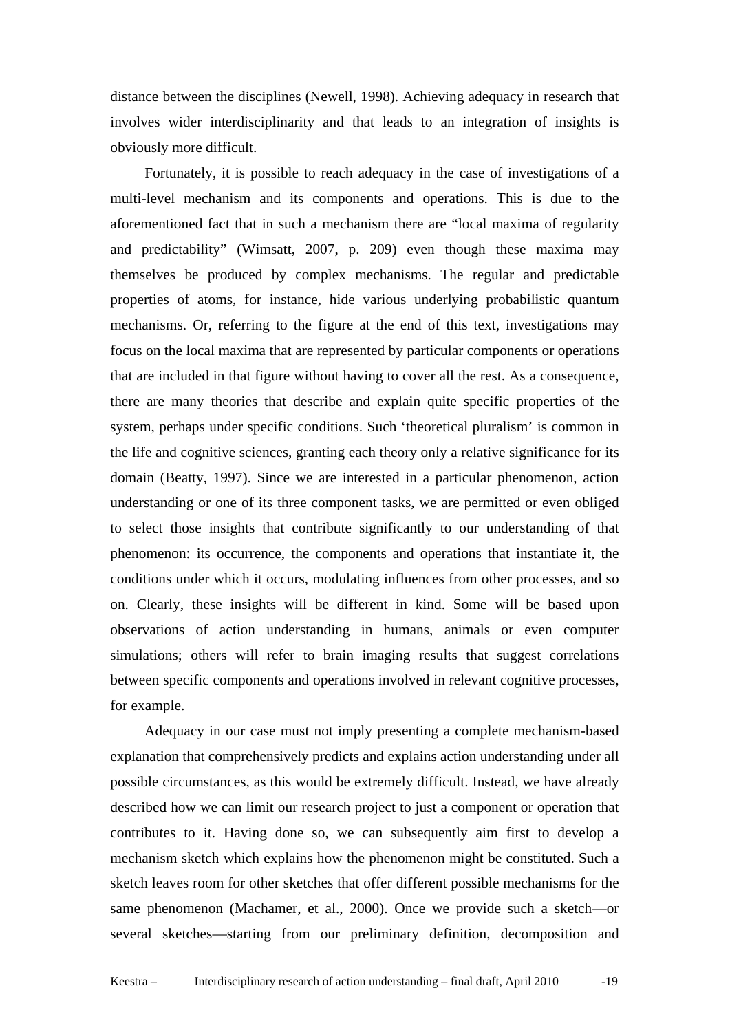distance between the disciplines (Newell, 1998). Achieving adequacy in research that involves wider interdisciplinarity and that leads to an integration of insights is obviously more difficult.

Fortunately, it is possible to reach adequacy in the case of investigations of a multi-level mechanism and its components and operations. This is due to the aforementioned fact that in such a mechanism there are "local maxima of regularity and predictability" (Wimsatt, 2007, p. 209) even though these maxima may themselves be produced by complex mechanisms. The regular and predictable properties of atoms, for instance, hide various underlying probabilistic quantum mechanisms. Or, referring to the figure at the end of this text, investigations may focus on the local maxima that are represented by particular components or operations that are included in that figure without having to cover all the rest. As a consequence, there are many theories that describe and explain quite specific properties of the system, perhaps under specific conditions. Such 'theoretical pluralism' is common in the life and cognitive sciences, granting each theory only a relative significance for its domain (Beatty, 1997). Since we are interested in a particular phenomenon, action understanding or one of its three component tasks, we are permitted or even obliged to select those insights that contribute significantly to our understanding of that phenomenon: its occurrence, the components and operations that instantiate it, the conditions under which it occurs, modulating influences from other processes, and so on. Clearly, these insights will be different in kind. Some will be based upon observations of action understanding in humans, animals or even computer simulations; others will refer to brain imaging results that suggest correlations between specific components and operations involved in relevant cognitive processes, for example.

Adequacy in our case must not imply presenting a complete mechanism-based explanation that comprehensively predicts and explains action understanding under all possible circumstances, as this would be extremely difficult. Instead, we have already described how we can limit our research project to just a component or operation that contributes to it. Having done so, we can subsequently aim first to develop a mechanism sketch which explains how the phenomenon might be constituted. Such a sketch leaves room for other sketches that offer different possible mechanisms for the same phenomenon (Machamer, et al., 2000). Once we provide such a sketch—or several sketches—starting from our preliminary definition, decomposition and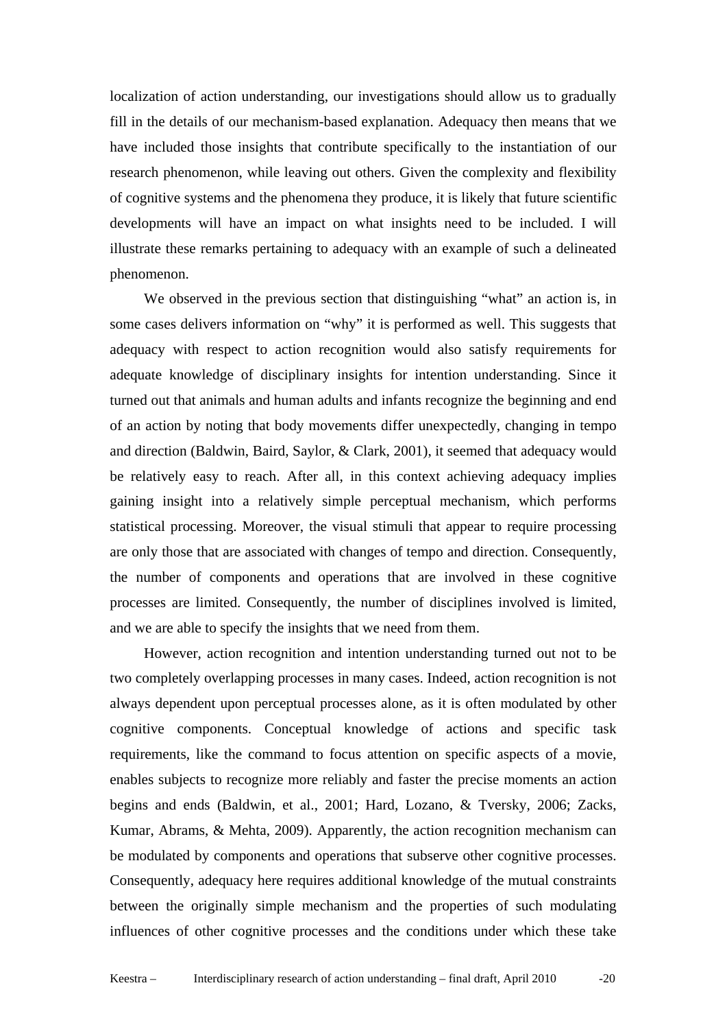localization of action understanding, our investigations should allow us to gradually fill in the details of our mechanism-based explanation. Adequacy then means that we have included those insights that contribute specifically to the instantiation of our research phenomenon, while leaving out others. Given the complexity and flexibility of cognitive systems and the phenomena they produce, it is likely that future scientific developments will have an impact on what insights need to be included. I will illustrate these remarks pertaining to adequacy with an example of such a delineated phenomenon.

We observed in the previous section that distinguishing "what" an action is, in some cases delivers information on "why" it is performed as well. This suggests that adequacy with respect to action recognition would also satisfy requirements for adequate knowledge of disciplinary insights for intention understanding. Since it turned out that animals and human adults and infants recognize the beginning and end of an action by noting that body movements differ unexpectedly, changing in tempo and direction (Baldwin, Baird, Saylor, & Clark, 2001), it seemed that adequacy would be relatively easy to reach. After all, in this context achieving adequacy implies gaining insight into a relatively simple perceptual mechanism, which performs statistical processing. Moreover, the visual stimuli that appear to require processing are only those that are associated with changes of tempo and direction. Consequently, the number of components and operations that are involved in these cognitive processes are limited. Consequently, the number of disciplines involved is limited, and we are able to specify the insights that we need from them.

However, action recognition and intention understanding turned out not to be two completely overlapping processes in many cases. Indeed, action recognition is not always dependent upon perceptual processes alone, as it is often modulated by other cognitive components. Conceptual knowledge of actions and specific task requirements, like the command to focus attention on specific aspects of a movie, enables subjects to recognize more reliably and faster the precise moments an action begins and ends (Baldwin, et al., 2001; Hard, Lozano, & Tversky, 2006; Zacks, Kumar, Abrams, & Mehta, 2009). Apparently, the action recognition mechanism can be modulated by components and operations that subserve other cognitive processes. Consequently, adequacy here requires additional knowledge of the mutual constraints between the originally simple mechanism and the properties of such modulating influences of other cognitive processes and the conditions under which these take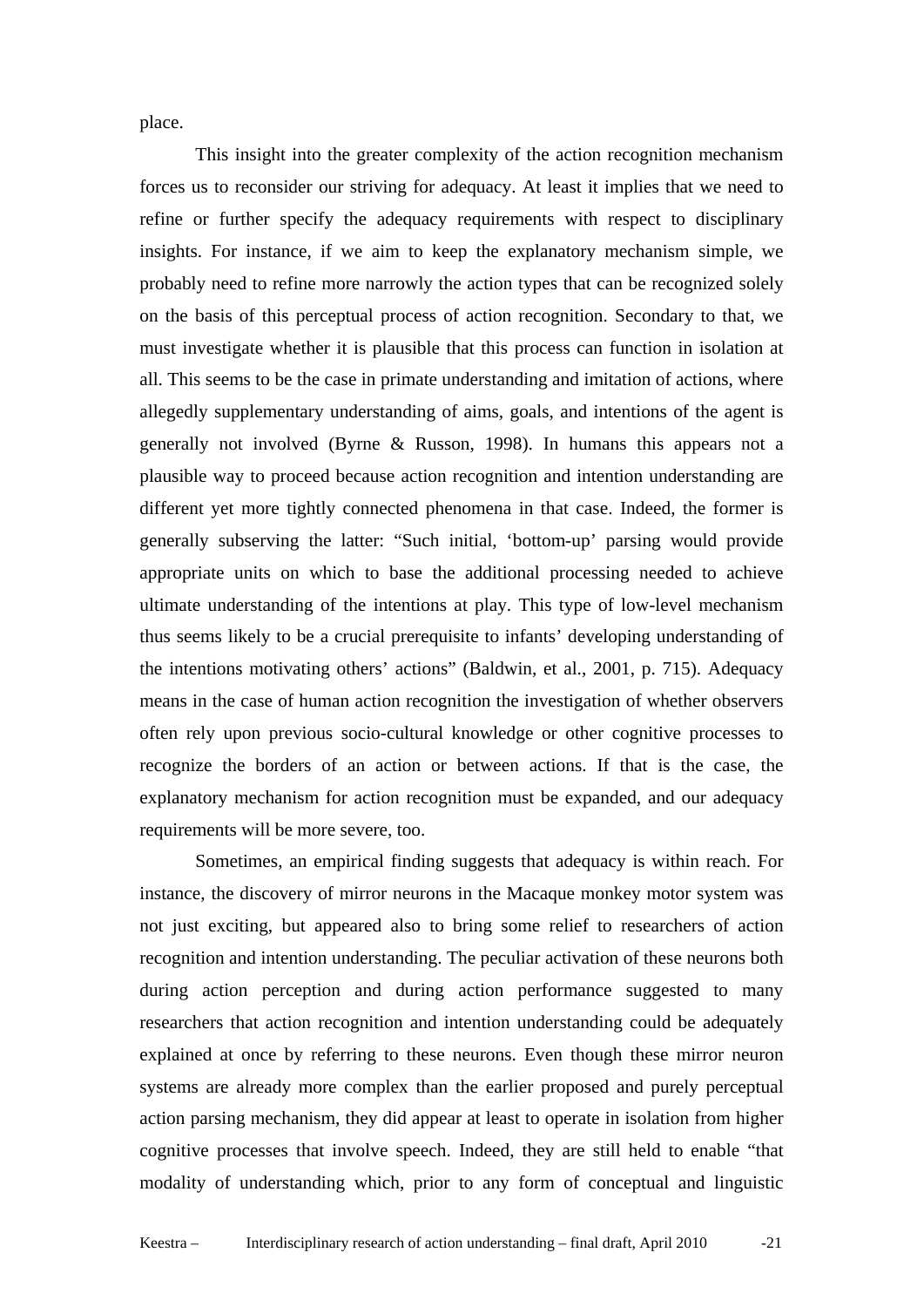place.

This insight into the greater complexity of the action recognition mechanism forces us to reconsider our striving for adequacy. At least it implies that we need to refine or further specify the adequacy requirements with respect to disciplinary insights. For instance, if we aim to keep the explanatory mechanism simple, we probably need to refine more narrowly the action types that can be recognized solely on the basis of this perceptual process of action recognition. Secondary to that, we must investigate whether it is plausible that this process can function in isolation at all. This seems to be the case in primate understanding and imitation of actions, where allegedly supplementary understanding of aims, goals, and intentions of the agent is generally not involved (Byrne & Russon, 1998). In humans this appears not a plausible way to proceed because action recognition and intention understanding are different yet more tightly connected phenomena in that case. Indeed, the former is generally subserving the latter: "Such initial, 'bottom-up' parsing would provide appropriate units on which to base the additional processing needed to achieve ultimate understanding of the intentions at play. This type of low-level mechanism thus seems likely to be a crucial prerequisite to infants' developing understanding of the intentions motivating others' actions" (Baldwin, et al., 2001, p. 715). Adequacy means in the case of human action recognition the investigation of whether observers often rely upon previous socio-cultural knowledge or other cognitive processes to recognize the borders of an action or between actions. If that is the case, the explanatory mechanism for action recognition must be expanded, and our adequacy requirements will be more severe, too.

Sometimes, an empirical finding suggests that adequacy is within reach. For instance, the discovery of mirror neurons in the Macaque monkey motor system was not just exciting, but appeared also to bring some relief to researchers of action recognition and intention understanding. The peculiar activation of these neurons both during action perception and during action performance suggested to many researchers that action recognition and intention understanding could be adequately explained at once by referring to these neurons. Even though these mirror neuron systems are already more complex than the earlier proposed and purely perceptual action parsing mechanism, they did appear at least to operate in isolation from higher cognitive processes that involve speech. Indeed, they are still held to enable "that modality of understanding which, prior to any form of conceptual and linguistic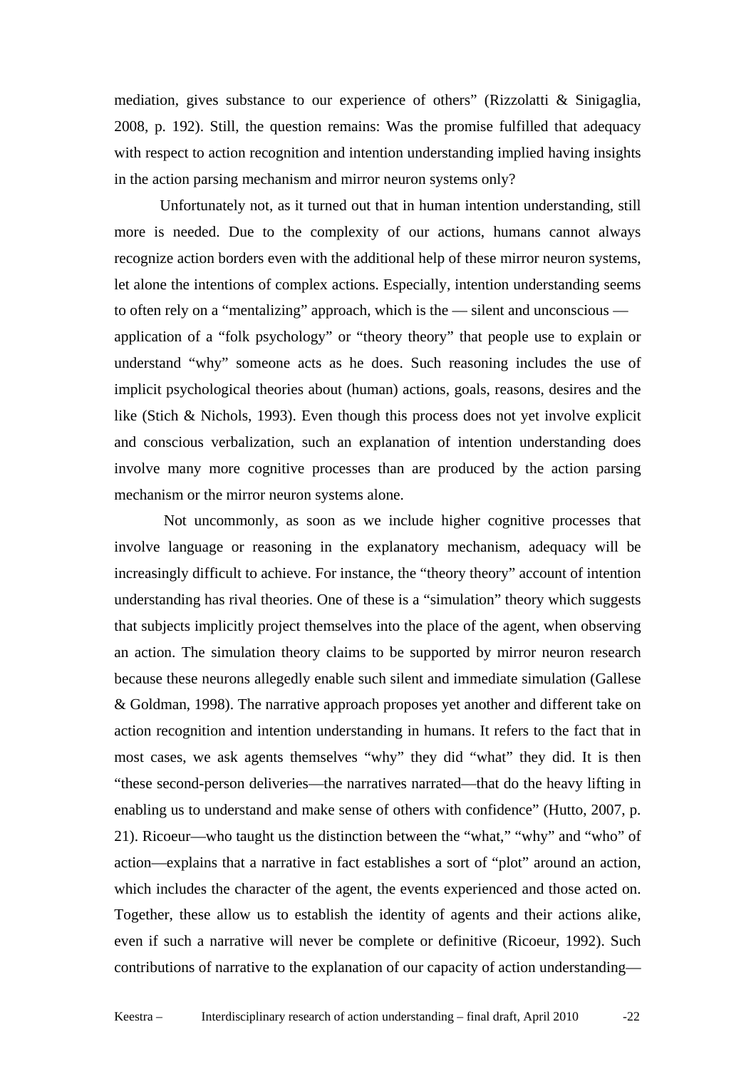mediation, gives substance to our experience of others" (Rizzolatti & Sinigaglia, 2008, p. 192). Still, the question remains: Was the promise fulfilled that adequacy with respect to action recognition and intention understanding implied having insights in the action parsing mechanism and mirror neuron systems only?

Unfortunately not, as it turned out that in human intention understanding, still more is needed. Due to the complexity of our actions, humans cannot always recognize action borders even with the additional help of these mirror neuron systems, let alone the intentions of complex actions. Especially, intention understanding seems to often rely on a "mentalizing" approach, which is the — silent and unconscious — application of a "folk psychology" or "theory theory" that people use to explain or understand "why" someone acts as he does. Such reasoning includes the use of implicit psychological theories about (human) actions, goals, reasons, desires and the like (Stich & Nichols, 1993). Even though this process does not yet involve explicit and conscious verbalization, such an explanation of intention understanding does involve many more cognitive processes than are produced by the action parsing mechanism or the mirror neuron systems alone.

Not uncommonly, as soon as we include higher cognitive processes that involve language or reasoning in the explanatory mechanism, adequacy will be increasingly difficult to achieve. For instance, the "theory theory" account of intention understanding has rival theories. One of these is a "simulation" theory which suggests that subjects implicitly project themselves into the place of the agent, when observing an action. The simulation theory claims to be supported by mirror neuron research because these neurons allegedly enable such silent and immediate simulation (Gallese & Goldman, 1998). The narrative approach proposes yet another and different take on action recognition and intention understanding in humans. It refers to the fact that in most cases, we ask agents themselves "why" they did "what" they did. It is then "these second-person deliveries—the narratives narrated—that do the heavy lifting in enabling us to understand and make sense of others with confidence" (Hutto, 2007, p. 21). Ricoeur—who taught us the distinction between the "what," "why" and "who" of action—explains that a narrative in fact establishes a sort of "plot" around an action, which includes the character of the agent, the events experienced and those acted on. Together, these allow us to establish the identity of agents and their actions alike, even if such a narrative will never be complete or definitive (Ricoeur, 1992). Such contributions of narrative to the explanation of our capacity of action understanding—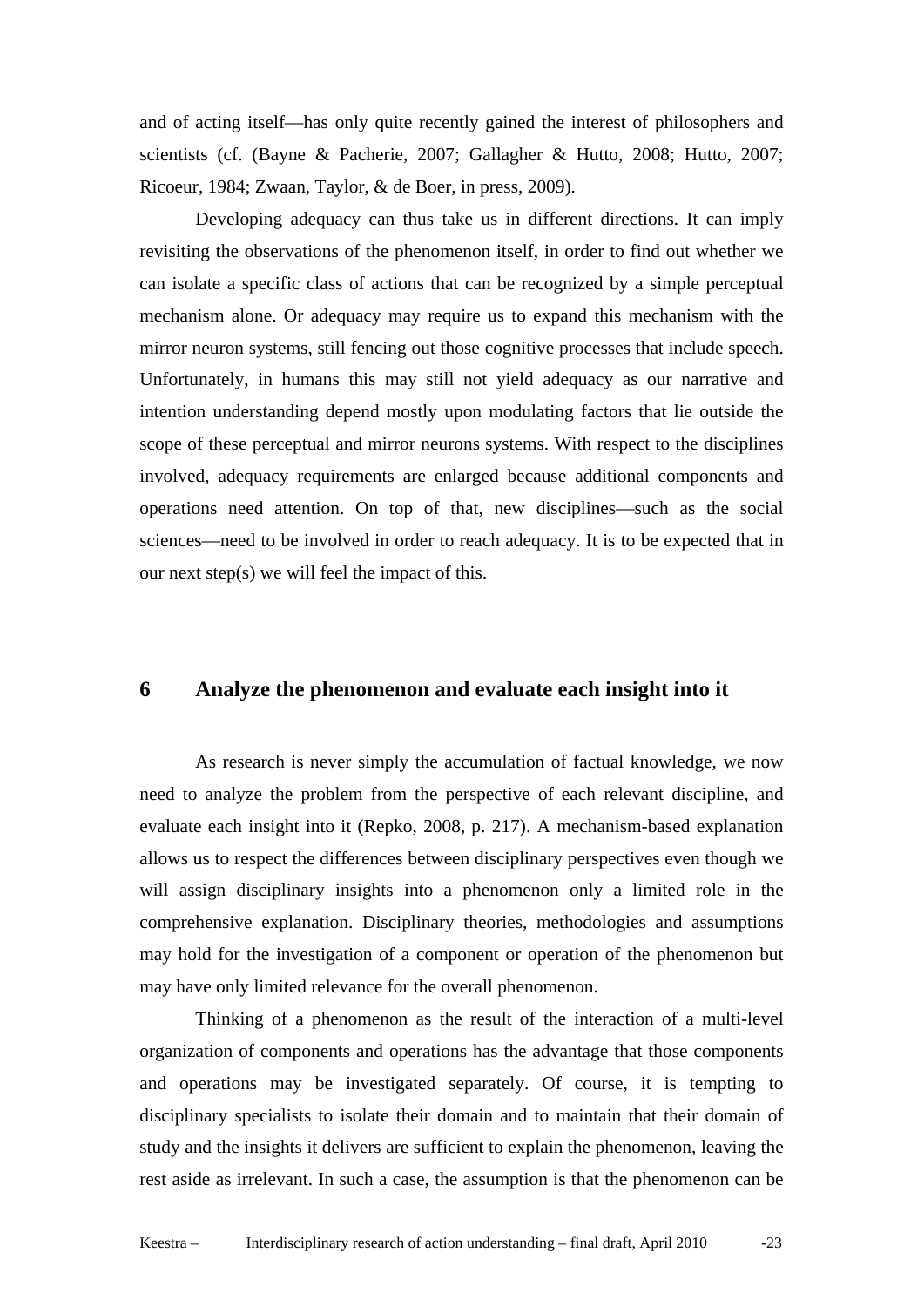and of acting itself—has only quite recently gained the interest of philosophers and scientists (cf. (Bayne & Pacherie, 2007; Gallagher & Hutto, 2008; Hutto, 2007; Ricoeur, 1984; Zwaan, Taylor, & de Boer, in press, 2009).

Developing adequacy can thus take us in different directions. It can imply revisiting the observations of the phenomenon itself, in order to find out whether we can isolate a specific class of actions that can be recognized by a simple perceptual mechanism alone. Or adequacy may require us to expand this mechanism with the mirror neuron systems, still fencing out those cognitive processes that include speech. Unfortunately, in humans this may still not yield adequacy as our narrative and intention understanding depend mostly upon modulating factors that lie outside the scope of these perceptual and mirror neurons systems. With respect to the disciplines involved, adequacy requirements are enlarged because additional components and operations need attention. On top of that, new disciplines—such as the social sciences—need to be involved in order to reach adequacy. It is to be expected that in our next step(s) we will feel the impact of this.

# 6 Analyze the phenomenon and evaluate each insight into it

As research is never simply the accumulation of factual knowledge, we now need to analyze the problem from the perspective of each relevant discipline, and evaluate each insight into it (Repko, 2008, p. 217). A mechanism-based explanation allows us to respect the differences between disciplinary perspectives even though we will assign disciplinary insights into a phenomenon only a limited role in the comprehensive explanation. Disciplinary theories, methodologies and assumptions may hold for the investigation of a component or operation of the phenomenon but may have only limited relevance for the overall phenomenon.

Thinking of a phenomenon as the result of the interaction of a multi-level organization of components and operations has the advantage that those components and operations may be investigated separately. Of course, it is tempting to disciplinary specialists to isolate their domain and to maintain that their domain of study and the insights it delivers are sufficient to explain the phenomenon, leaving the rest aside as irrelevant. In such a case, the assumption is that the phenomenon can be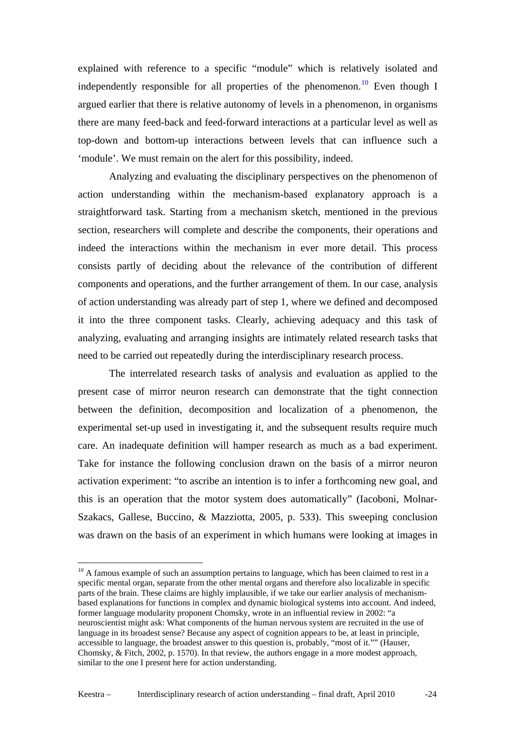explained with reference to a specific "module" which is relatively isolated and independently responsible for all properties of the phenomenon.[10] Even though I argued earlier that there is relative autonomy of levels in a phenomenon, in organisms there are many feed-back and feed-forward interactions at a particular level as well as top-down and bottom-up interactions between levels that can influence such a 'module'. We must remain on the alert for this possibility, indeed.

Analyzing and evaluating the disciplinary perspectives on the phenomenon of action understanding within the mechanism-based explanatory approach is a straightforward task. Starting from a mechanism sketch, mentioned in the previous section, researchers will complete and describe the components, their operations and indeed the interactions within the mechanism in ever more detail. This process consists partly of deciding about the relevance of the contribution of different components and operations, and the further arrangement of them. In our case, analysis of action understanding was already part of step 1, where we defined and decomposed it into the three component tasks. Clearly, achieving adequacy and this task of analyzing, evaluating and arranging insights are intimately related research tasks that need to be carried out repeatedly during the interdisciplinary research process.

The interrelated research tasks of analysis and evaluation as applied to the present case of mirror neuron research can demonstrate that the tight connection between the definition, decomposition and localization of a phenomenon, the experimental set-up used in investigating it, and the subsequent results require much care. An inadequate definition will hamper research as much as a bad experiment. Take for instance the following conclusion drawn on the basis of a mirror neuron activation experiment: "to ascribe an intention is to infer a forthcoming new goal, and this is an operation that the motor system does automatically" (Iacoboni, Molnar-Szakacs, Gallese, Buccino, & Mazziotta, 2005, p. 533). This sweeping conclusion was drawn on the basis of an experiment in which humans were looking at images in

---

[10] A famous example of such an assumption pertains to language, which has been claimed to rest in a specific mental organ, separate from the other mental organs and therefore also localizable in specific parts of the brain. These claims are highly implausible, if we take our earlier analysis of mechanism-based explanations for functions in complex and dynamic biological systems into account. And indeed, former language modularity proponent Chomsky, wrote in an influential review in 2002: "a neuroscientist might ask: What components of the human nervous system are recruited in the use of language in its broadest sense? Because any aspect of cognition appears to be, at least in principle, accessible to language, the broadest answer to this question is, probably, "most of it."" (Hauser, Chomsky, & Fitch, 2002, p. 1570). In that review, the authors engage in a more modest approach, similar to the one I present here for action understanding.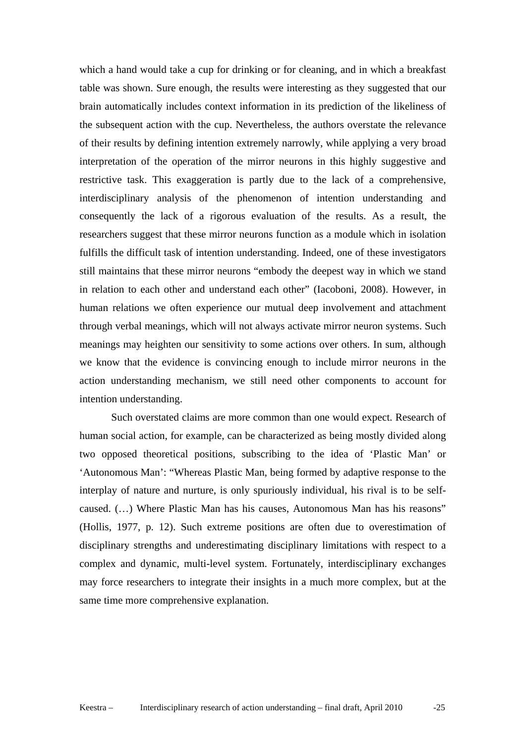which a hand would take a cup for drinking or for cleaning, and in which a breakfast table was shown. Sure enough, the results were interesting as they suggested that our brain automatically includes context information in its prediction of the likeliness of the subsequent action with the cup. Nevertheless, the authors overstate the relevance of their results by defining intention extremely narrowly, while applying a very broad interpretation of the operation of the mirror neurons in this highly suggestive and restrictive task. This exaggeration is partly due to the lack of a comprehensive, interdisciplinary analysis of the phenomenon of intention understanding and consequently the lack of a rigorous evaluation of the results. As a result, the researchers suggest that these mirror neurons function as a module which in isolation fulfills the difficult task of intention understanding. Indeed, one of these investigators still maintains that these mirror neurons "embody the deepest way in which we stand in relation to each other and understand each other" (Iacoboni, 2008). However, in human relations we often experience our mutual deep involvement and attachment through verbal meanings, which will not always activate mirror neuron systems. Such meanings may heighten our sensitivity to some actions over others. In sum, although we know that the evidence is convincing enough to include mirror neurons in the action understanding mechanism, we still need other components to account for intention understanding.

Such overstated claims are more common than one would expect. Research of human social action, for example, can be characterized as being mostly divided along two opposed theoretical positions, subscribing to the idea of 'Plastic Man' or 'Autonomous Man': "Whereas Plastic Man, being formed by adaptive response to the interplay of nature and nurture, is only spuriously individual, his rival is to be self-caused. (…) Where Plastic Man has his causes, Autonomous Man has his reasons" (Hollis, 1977, p. 12). Such extreme positions are often due to overestimation of disciplinary strengths and underestimating disciplinary limitations with respect to a complex and dynamic, multi-level system. Fortunately, interdisciplinary exchanges may force researchers to integrate their insights in a much more complex, but at the same time more comprehensive explanation.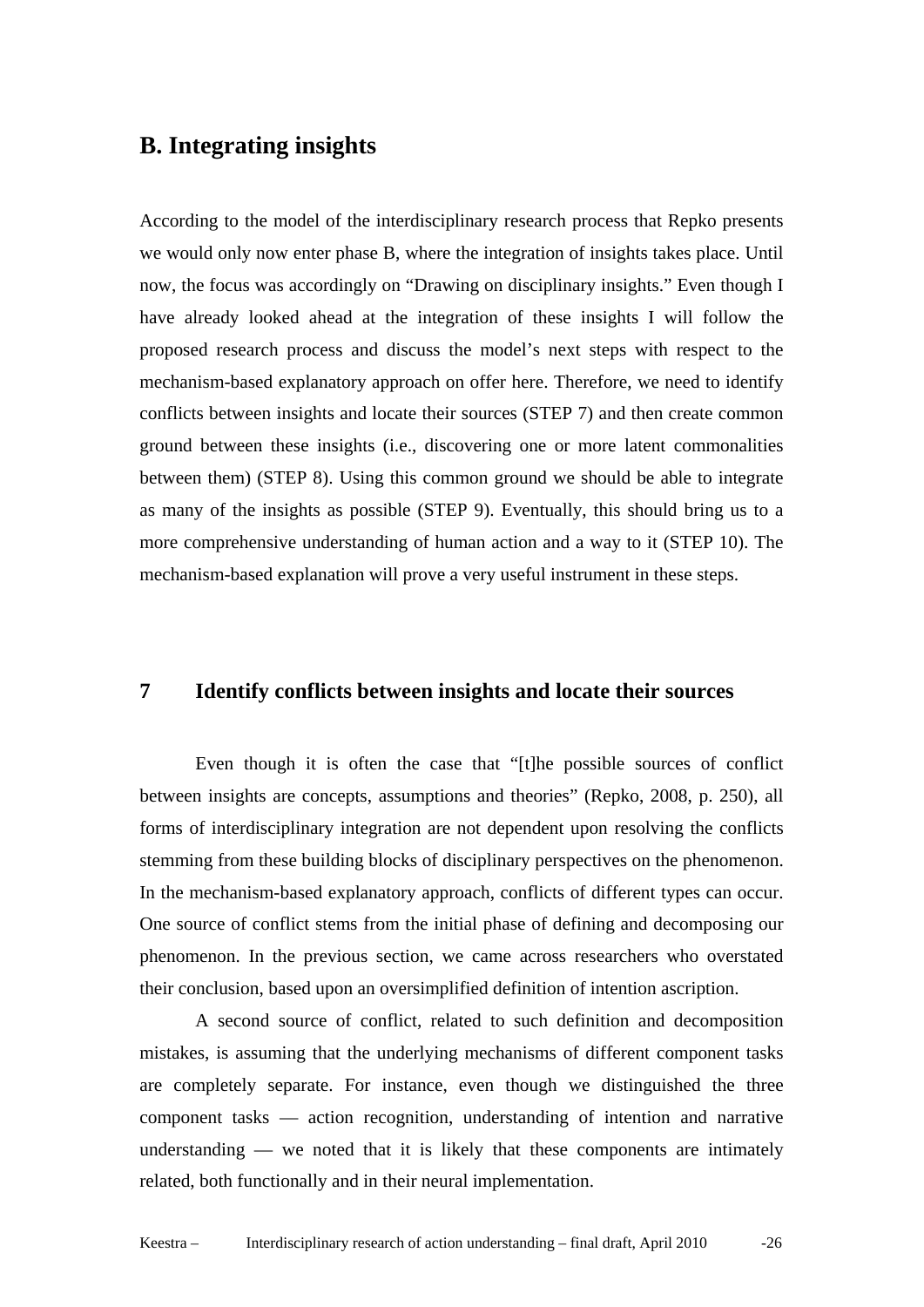## B. Integrating insights

According to the model of the interdisciplinary research process that Repko presents we would only now enter phase B, where the integration of insights takes place. Until now, the focus was accordingly on "Drawing on disciplinary insights." Even though I have already looked ahead at the integration of these insights I will follow the proposed research process and discuss the model's next steps with respect to the mechanism-based explanatory approach on offer here. Therefore, we need to identify conflicts between insights and locate their sources (STEP 7) and then create common ground between these insights (i.e., discovering one or more latent commonalities between them) (STEP 8). Using this common ground we should be able to integrate as many of the insights as possible (STEP 9). Eventually, this should bring us to a more comprehensive understanding of human action and a way to it (STEP 10). The mechanism-based explanation will prove a very useful instrument in these steps.

### 7 Identify conflicts between insights and locate their sources

Even though it is often the case that "[t]he possible sources of conflict between insights are concepts, assumptions and theories" (Repko, 2008, p. 250), all forms of interdisciplinary integration are not dependent upon resolving the conflicts stemming from these building blocks of disciplinary perspectives on the phenomenon. In the mechanism-based explanatory approach, conflicts of different types can occur. One source of conflict stems from the initial phase of defining and decomposing our phenomenon. In the previous section, we came across researchers who overstated their conclusion, based upon an oversimplified definition of intention ascription.

A second source of conflict, related to such definition and decomposition mistakes, is assuming that the underlying mechanisms of different component tasks are completely separate. For instance, even though we distinguished the three component tasks — action recognition, understanding of intention and narrative understanding — we noted that it is likely that these components are intimately related, both functionally and in their neural implementation.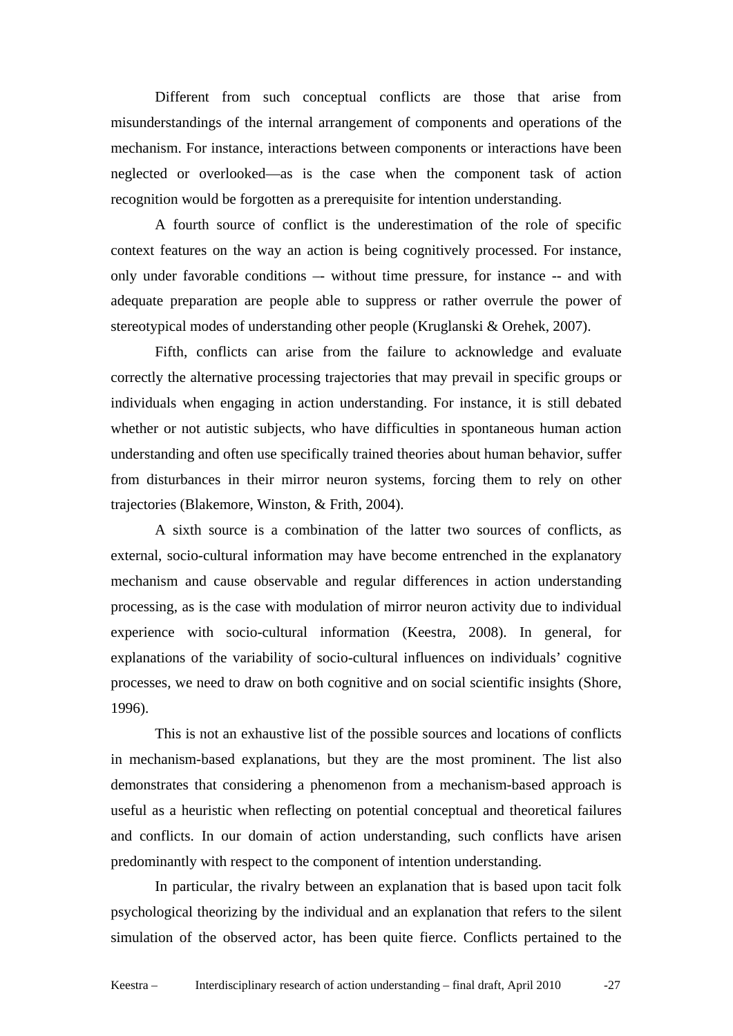Different from such conceptual conflicts are those that arise from misunderstandings of the internal arrangement of components and operations of the mechanism. For instance, interactions between components or interactions have been neglected or overlooked—as is the case when the component task of action recognition would be forgotten as a prerequisite for intention understanding.

A fourth source of conflict is the underestimation of the role of specific context features on the way an action is being cognitively processed. For instance, only under favorable conditions –- without time pressure, for instance -- and with adequate preparation are people able to suppress or rather overrule the power of stereotypical modes of understanding other people (Kruglanski & Orehek, 2007).

Fifth, conflicts can arise from the failure to acknowledge and evaluate correctly the alternative processing trajectories that may prevail in specific groups or individuals when engaging in action understanding. For instance, it is still debated whether or not autistic subjects, who have difficulties in spontaneous human action understanding and often use specifically trained theories about human behavior, suffer from disturbances in their mirror neuron systems, forcing them to rely on other trajectories (Blakemore, Winston, & Frith, 2004).

A sixth source is a combination of the latter two sources of conflicts, as external, socio-cultural information may have become entrenched in the explanatory mechanism and cause observable and regular differences in action understanding processing, as is the case with modulation of mirror neuron activity due to individual experience with socio-cultural information (Keestra, 2008). In general, for explanations of the variability of socio-cultural influences on individuals' cognitive processes, we need to draw on both cognitive and on social scientific insights (Shore, 1996).

This is not an exhaustive list of the possible sources and locations of conflicts in mechanism-based explanations, but they are the most prominent. The list also demonstrates that considering a phenomenon from a mechanism-based approach is useful as a heuristic when reflecting on potential conceptual and theoretical failures and conflicts. In our domain of action understanding, such conflicts have arisen predominantly with respect to the component of intention understanding.

In particular, the rivalry between an explanation that is based upon tacit folk psychological theorizing by the individual and an explanation that refers to the silent simulation of the observed actor, has been quite fierce. Conflicts pertained to the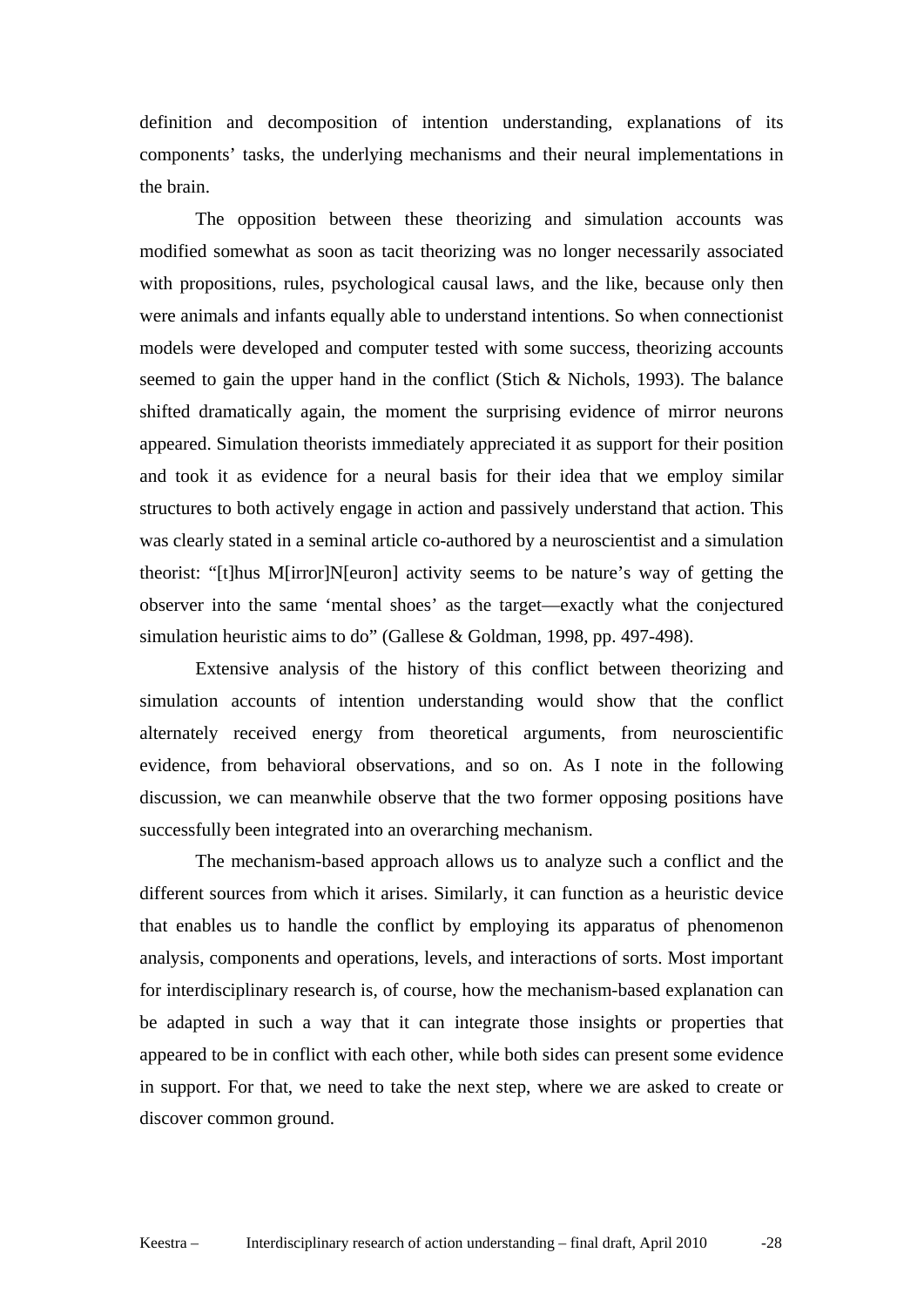definition and decomposition of intention understanding, explanations of its components' tasks, the underlying mechanisms and their neural implementations in the brain.

The opposition between these theorizing and simulation accounts was modified somewhat as soon as tacit theorizing was no longer necessarily associated with propositions, rules, psychological causal laws, and the like, because only then were animals and infants equally able to understand intentions. So when connectionist models were developed and computer tested with some success, theorizing accounts seemed to gain the upper hand in the conflict (Stich & Nichols, 1993). The balance shifted dramatically again, the moment the surprising evidence of mirror neurons appeared. Simulation theorists immediately appreciated it as support for their position and took it as evidence for a neural basis for their idea that we employ similar structures to both actively engage in action and passively understand that action. This was clearly stated in a seminal article co-authored by a neuroscientist and a simulation theorist: "[t]hus M[irror]N[euron] activity seems to be nature's way of getting the observer into the same 'mental shoes' as the target—exactly what the conjectured simulation heuristic aims to do" (Gallese & Goldman, 1998, pp. 497-498).

Extensive analysis of the history of this conflict between theorizing and simulation accounts of intention understanding would show that the conflict alternately received energy from theoretical arguments, from neuroscientific evidence, from behavioral observations, and so on. As I note in the following discussion, we can meanwhile observe that the two former opposing positions have successfully been integrated into an overarching mechanism.

The mechanism-based approach allows us to analyze such a conflict and the different sources from which it arises. Similarly, it can function as a heuristic device that enables us to handle the conflict by employing its apparatus of phenomenon analysis, components and operations, levels, and interactions of sorts. Most important for interdisciplinary research is, of course, how the mechanism-based explanation can be adapted in such a way that it can integrate those insights or properties that appeared to be in conflict with each other, while both sides can present some evidence in support. For that, we need to take the next step, where we are asked to create or discover common ground.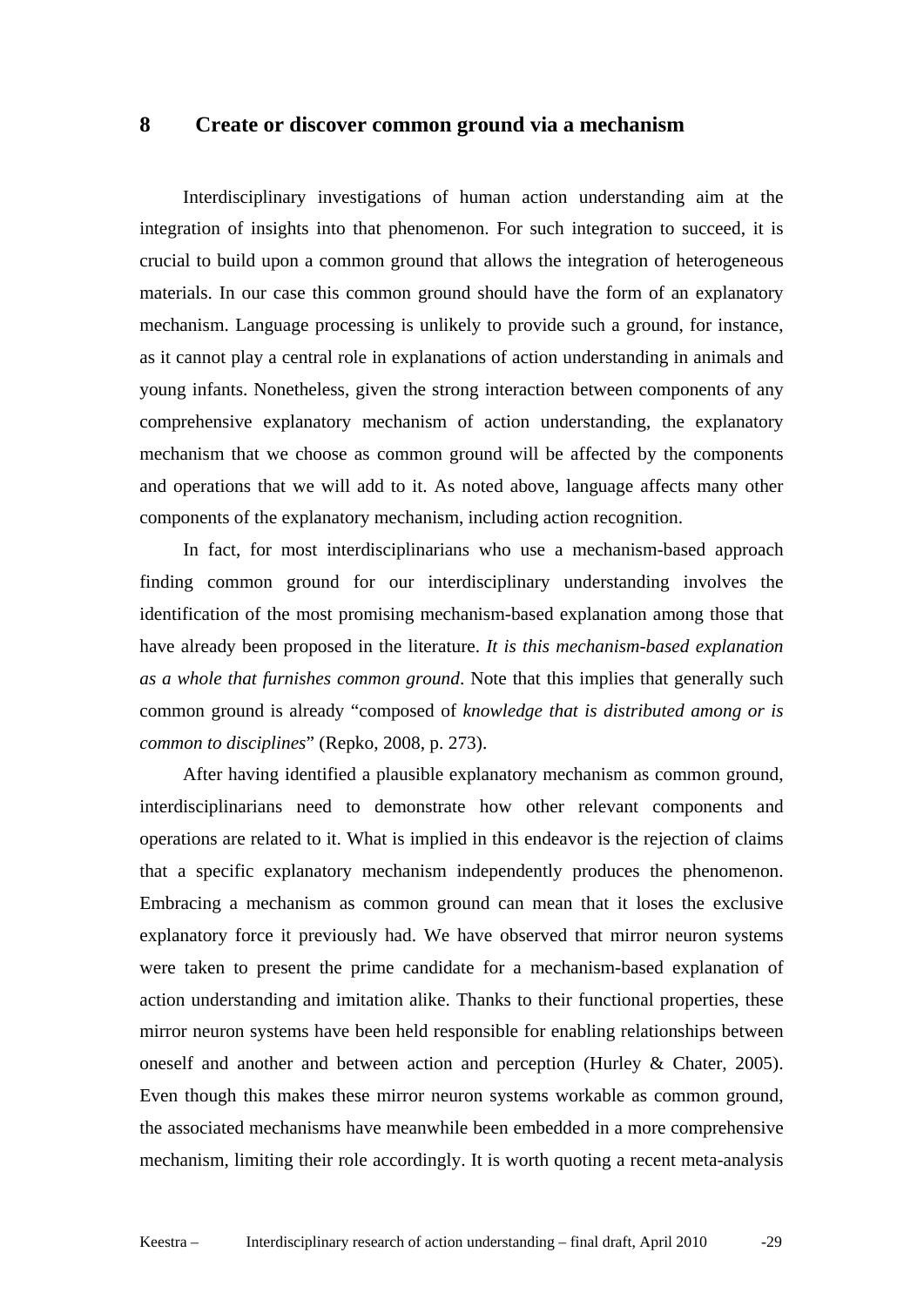# 8 Create or discover common ground via a mechanism

Interdisciplinary investigations of human action understanding aim at the integration of insights into that phenomenon. For such integration to succeed, it is crucial to build upon a common ground that allows the integration of heterogeneous materials. In our case this common ground should have the form of an explanatory mechanism. Language processing is unlikely to provide such a ground, for instance, as it cannot play a central role in explanations of action understanding in animals and young infants. Nonetheless, given the strong interaction between components of any comprehensive explanatory mechanism of action understanding, the explanatory mechanism that we choose as common ground will be affected by the components and operations that we will add to it. As noted above, language affects many other components of the explanatory mechanism, including action recognition.

In fact, for most interdisciplinarians who use a mechanism-based approach finding common ground for our interdisciplinary understanding involves the identification of the most promising mechanism-based explanation among those that have already been proposed in the literature. *It is this mechanism-based explanation as a whole that furnishes common ground*. Note that this implies that generally such common ground is already "composed of *knowledge that is distributed among or is common to disciplines*" (Repko, 2008, p. 273).

After having identified a plausible explanatory mechanism as common ground, interdisciplinarians need to demonstrate how other relevant components and operations are related to it. What is implied in this endeavor is the rejection of claims that a specific explanatory mechanism independently produces the phenomenon. Embracing a mechanism as common ground can mean that it loses the exclusive explanatory force it previously had. We have observed that mirror neuron systems were taken to present the prime candidate for a mechanism-based explanation of action understanding and imitation alike. Thanks to their functional properties, these mirror neuron systems have been held responsible for enabling relationships between oneself and another and between action and perception (Hurley & Chater, 2005). Even though this makes these mirror neuron systems workable as common ground, the associated mechanisms have meanwhile been embedded in a more comprehensive mechanism, limiting their role accordingly. It is worth quoting a recent meta-analysis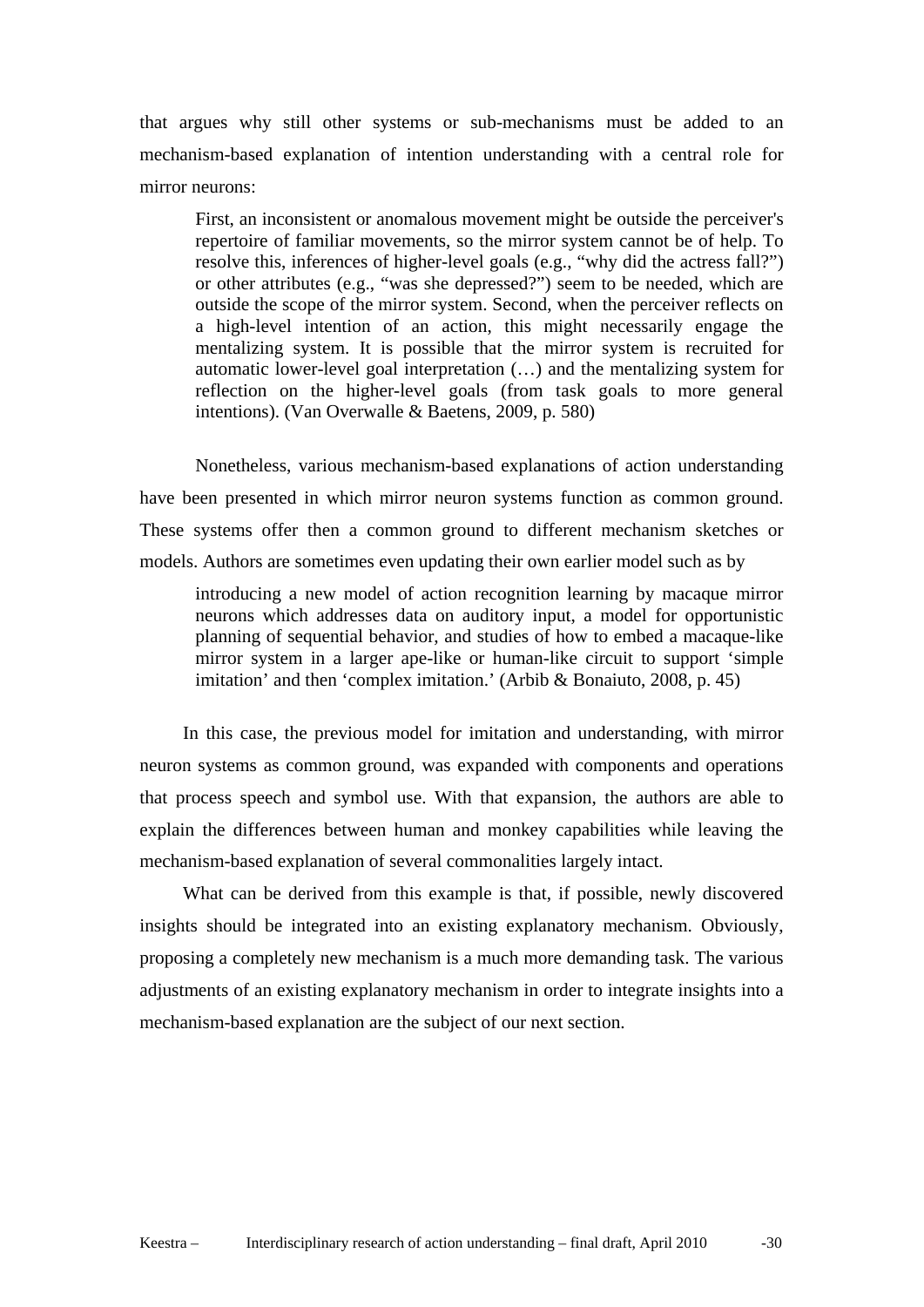that argues why still other systems or sub-mechanisms must be added to an mechanism-based explanation of intention understanding with a central role for mirror neurons:

> First, an inconsistent or anomalous movement might be outside the perceiver's repertoire of familiar movements, so the mirror system cannot be of help. To resolve this, inferences of higher-level goals (e.g., "why did the actress fall?") or other attributes (e.g., "was she depressed?") seem to be needed, which are outside the scope of the mirror system. Second, when the perceiver reflects on a high-level intention of an action, this might necessarily engage the mentalizing system. It is possible that the mirror system is recruited for automatic lower-level goal interpretation (…) and the mentalizing system for reflection on the higher-level goals (from task goals to more general intentions). (Van Overwalle & Baetens, 2009, p. 580)

Nonetheless, various mechanism-based explanations of action understanding have been presented in which mirror neuron systems function as common ground. These systems offer then a common ground to different mechanism sketches or models. Authors are sometimes even updating their own earlier model such as by

> introducing a new model of action recognition learning by macaque mirror neurons which addresses data on auditory input, a model for opportunistic planning of sequential behavior, and studies of how to embed a macaque-like mirror system in a larger ape-like or human-like circuit to support 'simple imitation' and then 'complex imitation.' (Arbib & Bonaiuto, 2008, p. 45)

In this case, the previous model for imitation and understanding, with mirror neuron systems as common ground, was expanded with components and operations that process speech and symbol use. With that expansion, the authors are able to explain the differences between human and monkey capabilities while leaving the mechanism-based explanation of several commonalities largely intact.

What can be derived from this example is that, if possible, newly discovered insights should be integrated into an existing explanatory mechanism. Obviously, proposing a completely new mechanism is a much more demanding task. The various adjustments of an existing explanatory mechanism in order to integrate insights into a mechanism-based explanation are the subject of our next section.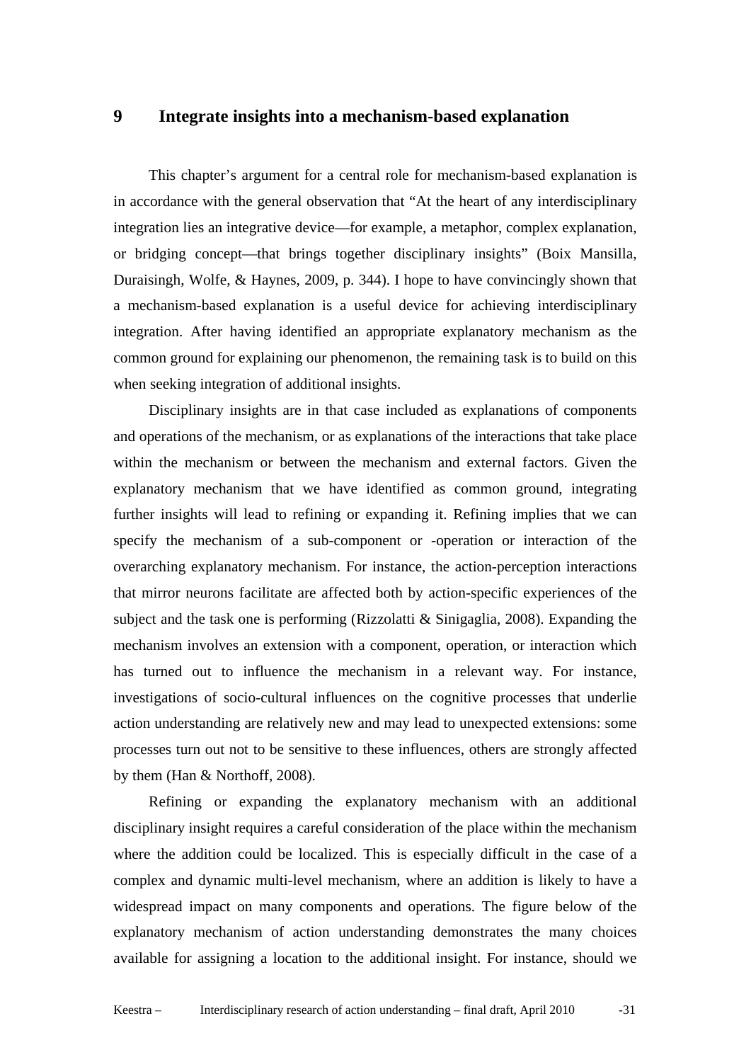# 9 Integrate insights into a mechanism-based explanation

This chapter's argument for a central role for mechanism-based explanation is in accordance with the general observation that "At the heart of any interdisciplinary integration lies an integrative device—for example, a metaphor, complex explanation, or bridging concept—that brings together disciplinary insights" (Boix Mansilla, Duraisingh, Wolfe, & Haynes, 2009, p. 344). I hope to have convincingly shown that a mechanism-based explanation is a useful device for achieving interdisciplinary integration. After having identified an appropriate explanatory mechanism as the common ground for explaining our phenomenon, the remaining task is to build on this when seeking integration of additional insights.

Disciplinary insights are in that case included as explanations of components and operations of the mechanism, or as explanations of the interactions that take place within the mechanism or between the mechanism and external factors. Given the explanatory mechanism that we have identified as common ground, integrating further insights will lead to refining or expanding it. Refining implies that we can specify the mechanism of a sub-component or -operation or interaction of the overarching explanatory mechanism. For instance, the action-perception interactions that mirror neurons facilitate are affected both by action-specific experiences of the subject and the task one is performing (Rizzolatti & Sinigaglia, 2008). Expanding the mechanism involves an extension with a component, operation, or interaction which has turned out to influence the mechanism in a relevant way. For instance, investigations of socio-cultural influences on the cognitive processes that underlie action understanding are relatively new and may lead to unexpected extensions: some processes turn out not to be sensitive to these influences, others are strongly affected by them (Han & Northoff, 2008).

Refining or expanding the explanatory mechanism with an additional disciplinary insight requires a careful consideration of the place within the mechanism where the addition could be localized. This is especially difficult in the case of a complex and dynamic multi-level mechanism, where an addition is likely to have a widespread impact on many components and operations. The figure below of the explanatory mechanism of action understanding demonstrates the many choices available for assigning a location to the additional insight. For instance, should we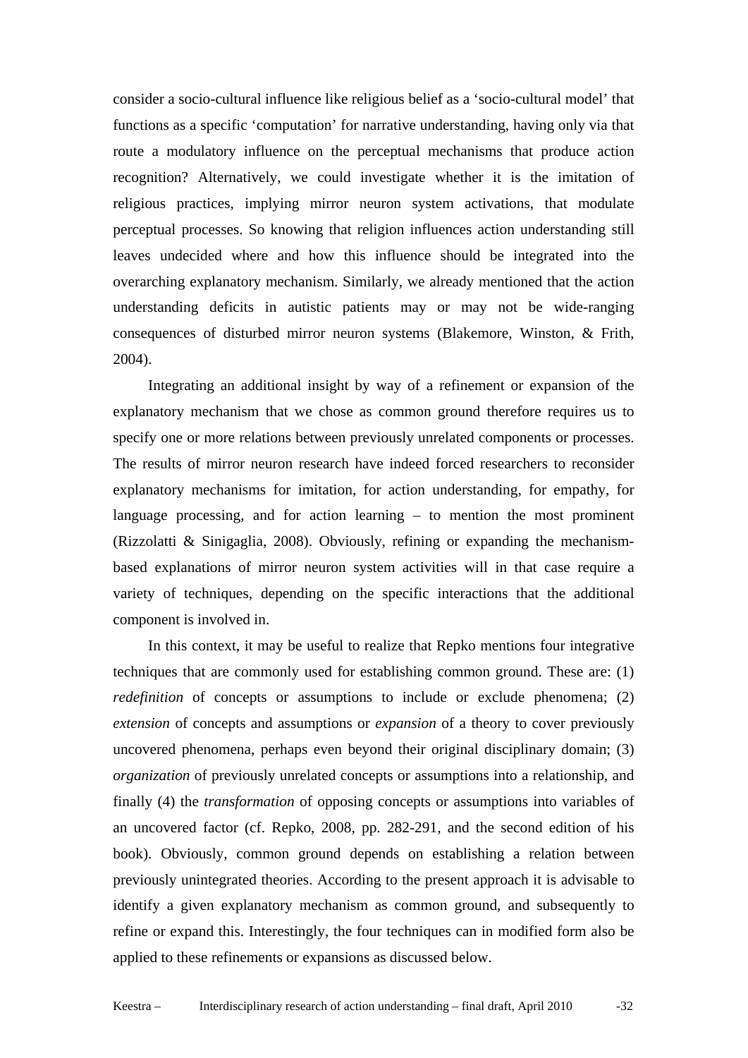consider a socio-cultural influence like religious belief as a 'socio-cultural model' that functions as a specific 'computation' for narrative understanding, having only via that route a modulatory influence on the perceptual mechanisms that produce action recognition? Alternatively, we could investigate whether it is the imitation of religious practices, implying mirror neuron system activations, that modulate perceptual processes. So knowing that religion influences action understanding still leaves undecided where and how this influence should be integrated into the overarching explanatory mechanism. Similarly, we already mentioned that the action understanding deficits in autistic patients may or may not be wide-ranging consequences of disturbed mirror neuron systems (Blakemore, Winston, & Frith, 2004).

Integrating an additional insight by way of a refinement or expansion of the explanatory mechanism that we chose as common ground therefore requires us to specify one or more relations between previously unrelated components or processes. The results of mirror neuron research have indeed forced researchers to reconsider explanatory mechanisms for imitation, for action understanding, for empathy, for language processing, and for action learning – to mention the most prominent (Rizzolatti & Sinigaglia, 2008). Obviously, refining or expanding the mechanism-based explanations of mirror neuron system activities will in that case require a variety of techniques, depending on the specific interactions that the additional component is involved in.

In this context, it may be useful to realize that Repko mentions four integrative techniques that are commonly used for establishing common ground. These are: (1) *redefinition* of concepts or assumptions to include or exclude phenomena; (2) *extension* of concepts and assumptions or *expansion* of a theory to cover previously uncovered phenomena, perhaps even beyond their original disciplinary domain; (3) *organization* of previously unrelated concepts or assumptions into a relationship, and finally (4) the *transformation* of opposing concepts or assumptions into variables of an uncovered factor (cf. Repko, 2008, pp. 282-291, and the second edition of his book). Obviously, common ground depends on establishing a relation between previously unintegrated theories. According to the present approach it is advisable to identify a given explanatory mechanism as common ground, and subsequently to refine or expand this. Interestingly, the four techniques can in modified form also be applied to these refinements or expansions as discussed below.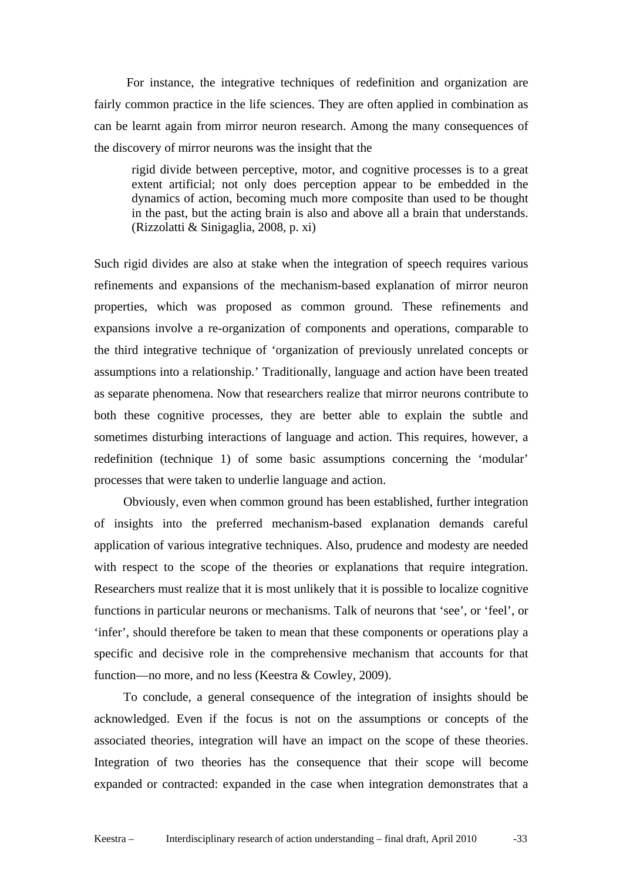For instance, the integrative techniques of redefinition and organization are fairly common practice in the life sciences. They are often applied in combination as can be learnt again from mirror neuron research. Among the many consequences of the discovery of mirror neurons was the insight that the

> rigid divide between perceptive, motor, and cognitive processes is to a great extent artificial; not only does perception appear to be embedded in the dynamics of action, becoming much more composite than used to be thought in the past, but the acting brain is also and above all a brain that understands. (Rizzolatti & Sinigaglia, 2008, p. xi)

Such rigid divides are also at stake when the integration of speech requires various refinements and expansions of the mechanism-based explanation of mirror neuron properties, which was proposed as common ground. These refinements and expansions involve a re-organization of components and operations, comparable to the third integrative technique of 'organization of previously unrelated concepts or assumptions into a relationship.' Traditionally, language and action have been treated as separate phenomena. Now that researchers realize that mirror neurons contribute to both these cognitive processes, they are better able to explain the subtle and sometimes disturbing interactions of language and action. This requires, however, a redefinition (technique 1) of some basic assumptions concerning the 'modular' processes that were taken to underlie language and action.

Obviously, even when common ground has been established, further integration of insights into the preferred mechanism-based explanation demands careful application of various integrative techniques. Also, prudence and modesty are needed with respect to the scope of the theories or explanations that require integration. Researchers must realize that it is most unlikely that it is possible to localize cognitive functions in particular neurons or mechanisms. Talk of neurons that 'see', or 'feel', or 'infer', should therefore be taken to mean that these components or operations play a specific and decisive role in the comprehensive mechanism that accounts for that function—no more, and no less (Keestra & Cowley, 2009).

To conclude, a general consequence of the integration of insights should be acknowledged. Even if the focus is not on the assumptions or concepts of the associated theories, integration will have an impact on the scope of these theories. Integration of two theories has the consequence that their scope will become expanded or contracted: expanded in the case when integration demonstrates that a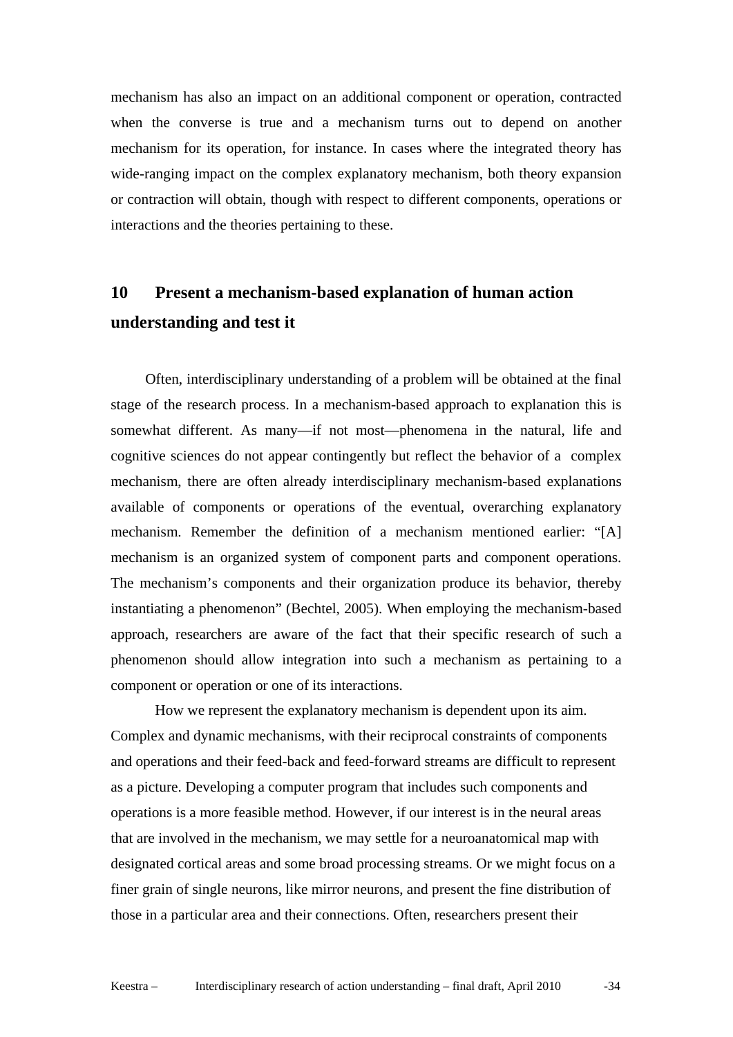mechanism has also an impact on an additional component or operation, contracted when the converse is true and a mechanism turns out to depend on another mechanism for its operation, for instance. In cases where the integrated theory has wide-ranging impact on the complex explanatory mechanism, both theory expansion or contraction will obtain, though with respect to different components, operations or interactions and the theories pertaining to these.

## 10 Present a mechanism-based explanation of human action understanding and test it

Often, interdisciplinary understanding of a problem will be obtained at the final stage of the research process. In a mechanism-based approach to explanation this is somewhat different. As many—if not most—phenomena in the natural, life and cognitive sciences do not appear contingently but reflect the behavior of a complex mechanism, there are often already interdisciplinary mechanism-based explanations available of components or operations of the eventual, overarching explanatory mechanism. Remember the definition of a mechanism mentioned earlier: "[A] mechanism is an organized system of component parts and component operations. The mechanism's components and their organization produce its behavior, thereby instantiating a phenomenon" (Bechtel, 2005). When employing the mechanism-based approach, researchers are aware of the fact that their specific research of such a phenomenon should allow integration into such a mechanism as pertaining to a component or operation or one of its interactions.

How we represent the explanatory mechanism is dependent upon its aim. Complex and dynamic mechanisms, with their reciprocal constraints of components and operations and their feed-back and feed-forward streams are difficult to represent as a picture. Developing a computer program that includes such components and operations is a more feasible method. However, if our interest is in the neural areas that are involved in the mechanism, we may settle for a neuroanatomical map with designated cortical areas and some broad processing streams. Or we might focus on a finer grain of single neurons, like mirror neurons, and present the fine distribution of those in a particular area and their connections. Often, researchers present their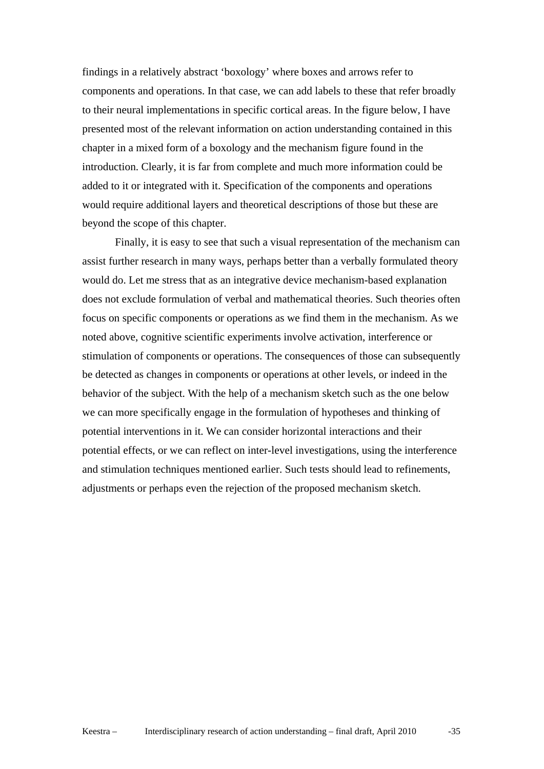findings in a relatively abstract 'boxology' where boxes and arrows refer to components and operations. In that case, we can add labels to these that refer broadly to their neural implementations in specific cortical areas. In the figure below, I have presented most of the relevant information on action understanding contained in this chapter in a mixed form of a boxology and the mechanism figure found in the introduction. Clearly, it is far from complete and much more information could be added to it or integrated with it. Specification of the components and operations would require additional layers and theoretical descriptions of those but these are beyond the scope of this chapter.

Finally, it is easy to see that such a visual representation of the mechanism can assist further research in many ways, perhaps better than a verbally formulated theory would do. Let me stress that as an integrative device mechanism-based explanation does not exclude formulation of verbal and mathematical theories. Such theories often focus on specific components or operations as we find them in the mechanism. As we noted above, cognitive scientific experiments involve activation, interference or stimulation of components or operations. The consequences of those can subsequently be detected as changes in components or operations at other levels, or indeed in the behavior of the subject. With the help of a mechanism sketch such as the one below we can more specifically engage in the formulation of hypotheses and thinking of potential interventions in it. We can consider horizontal interactions and their potential effects, or we can reflect on inter-level investigations, using the interference and stimulation techniques mentioned earlier. Such tests should lead to refinements, adjustments or perhaps even the rejection of the proposed mechanism sketch.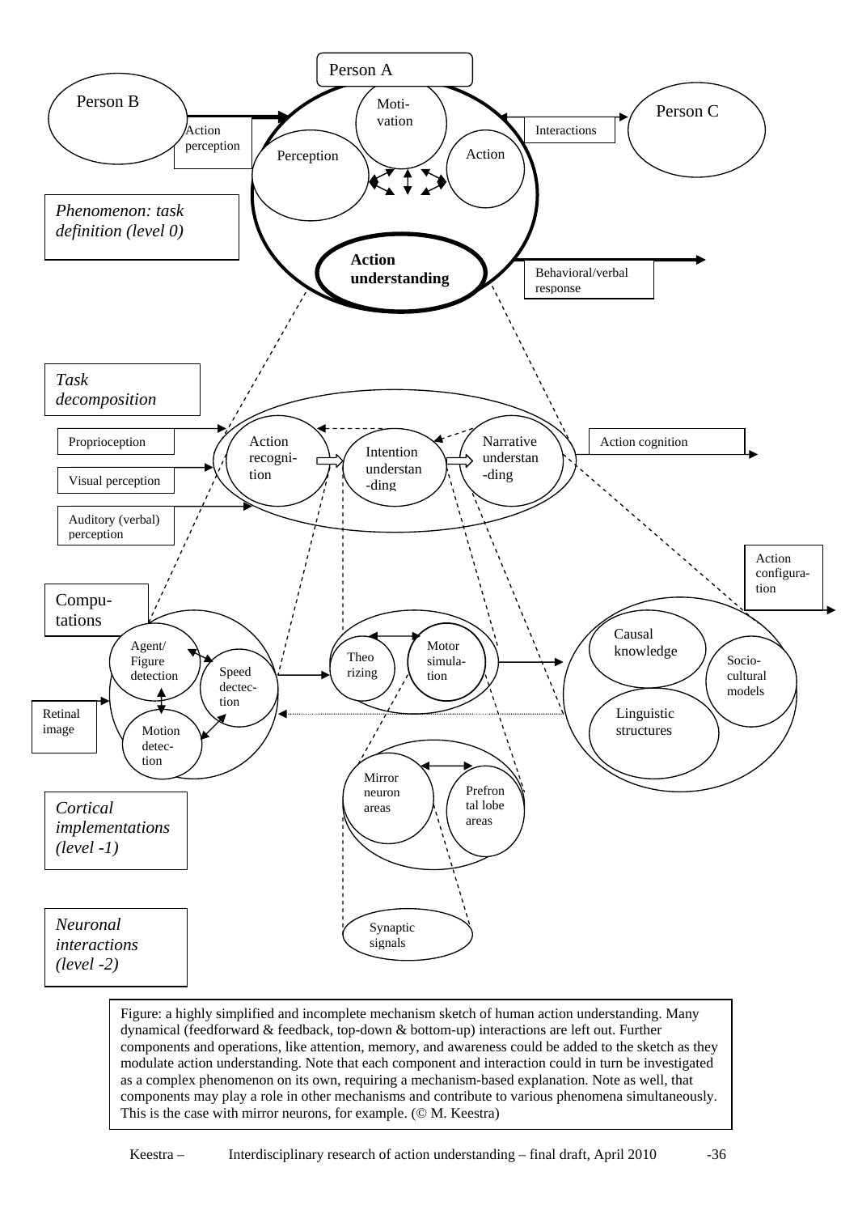Person A

Person B

Person C

Moti-vation

Perception

Action

Action perception

Interactions

*Phenomenon: task definition (level 0)*

**Action understanding**

Behavioral/verbal response

*Task decomposition*

Proprioception

Visual perception

Auditory (verbal) perception

Action recogni-tion

Intention understan-ding

Narrative understan-ding

Action cognition

Action configura-tion

Compu-tations

Agent/ Figure detection

Speed dectec-tion

Motion detec-tion

Retinal image

Theo rizing

Motor simula-tion

Causal knowledge

Socio-cultural models

Linguistic structures

Mirror neuron areas

Prefron tal lobe areas

*Cortical implementations (level -1)*

*Neuronal interactions (level -2)*

Synaptic signals

Figure: a highly simplified and incomplete mechanism sketch of human action understanding. Many dynamical (feedforward & feedback, top-down & bottom-up) interactions are left out. Further components and operations, like attention, memory, and awareness could be added to the sketch as they modulate action understanding. Note that each component and interaction could in turn be investigated as a complex phenomenon on its own, requiring a mechanism-based explanation. Note as well, that components may play a role in other mechanisms and contribute to various phenomena simultaneously. This is the case with mirror neurons, for example. (© M. Keestra)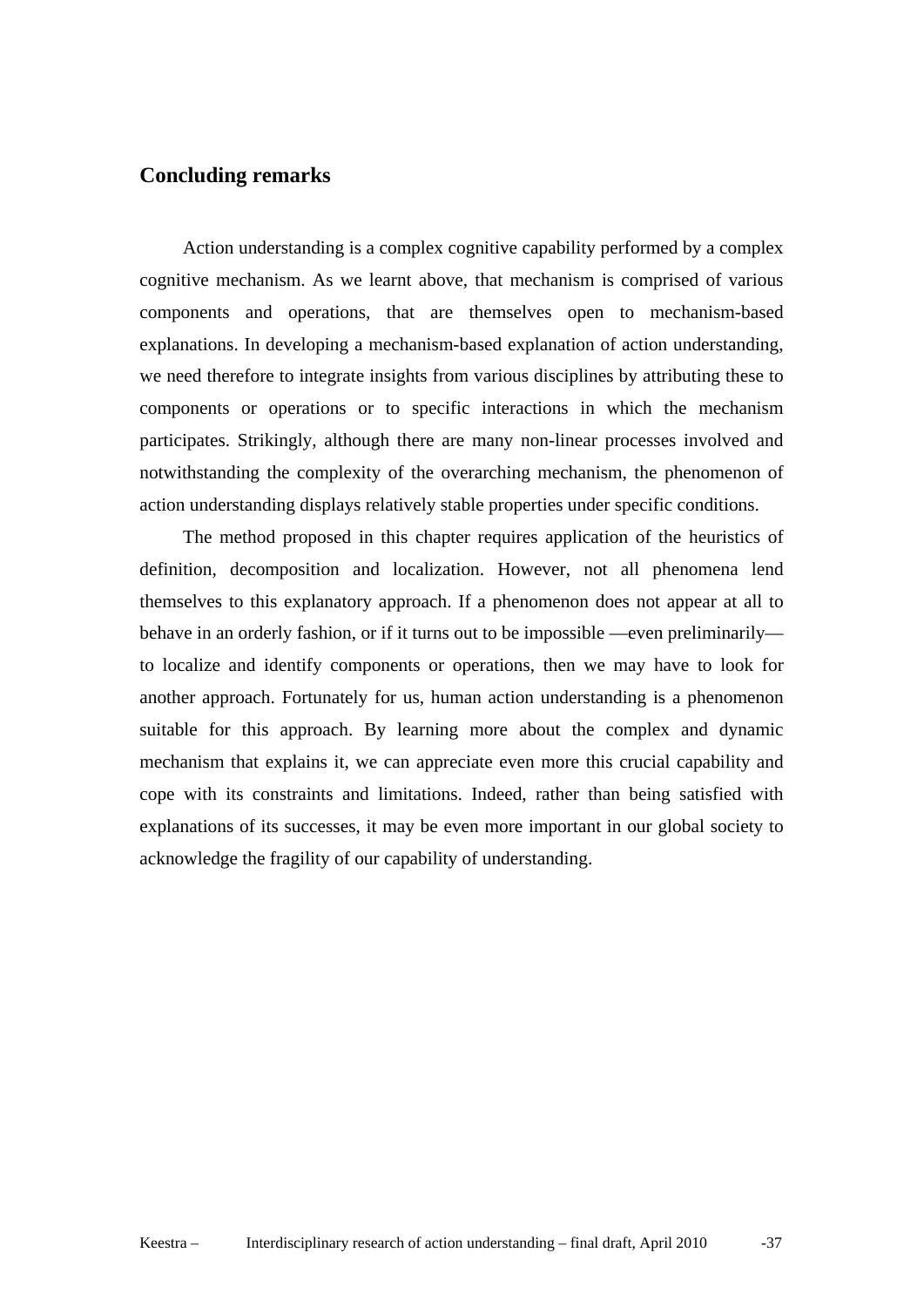## Concluding remarks

Action understanding is a complex cognitive capability performed by a complex cognitive mechanism. As we learnt above, that mechanism is comprised of various components and operations, that are themselves open to mechanism-based explanations. In developing a mechanism-based explanation of action understanding, we need therefore to integrate insights from various disciplines by attributing these to components or operations or to specific interactions in which the mechanism participates. Strikingly, although there are many non-linear processes involved and notwithstanding the complexity of the overarching mechanism, the phenomenon of action understanding displays relatively stable properties under specific conditions.

The method proposed in this chapter requires application of the heuristics of definition, decomposition and localization. However, not all phenomena lend themselves to this explanatory approach. If a phenomenon does not appear at all to behave in an orderly fashion, or if it turns out to be impossible —even preliminarily— to localize and identify components or operations, then we may have to look for another approach. Fortunately for us, human action understanding is a phenomenon suitable for this approach. By learning more about the complex and dynamic mechanism that explains it, we can appreciate even more this crucial capability and cope with its constraints and limitations. Indeed, rather than being satisfied with explanations of its successes, it may be even more important in our global society to acknowledge the fragility of our capability of understanding.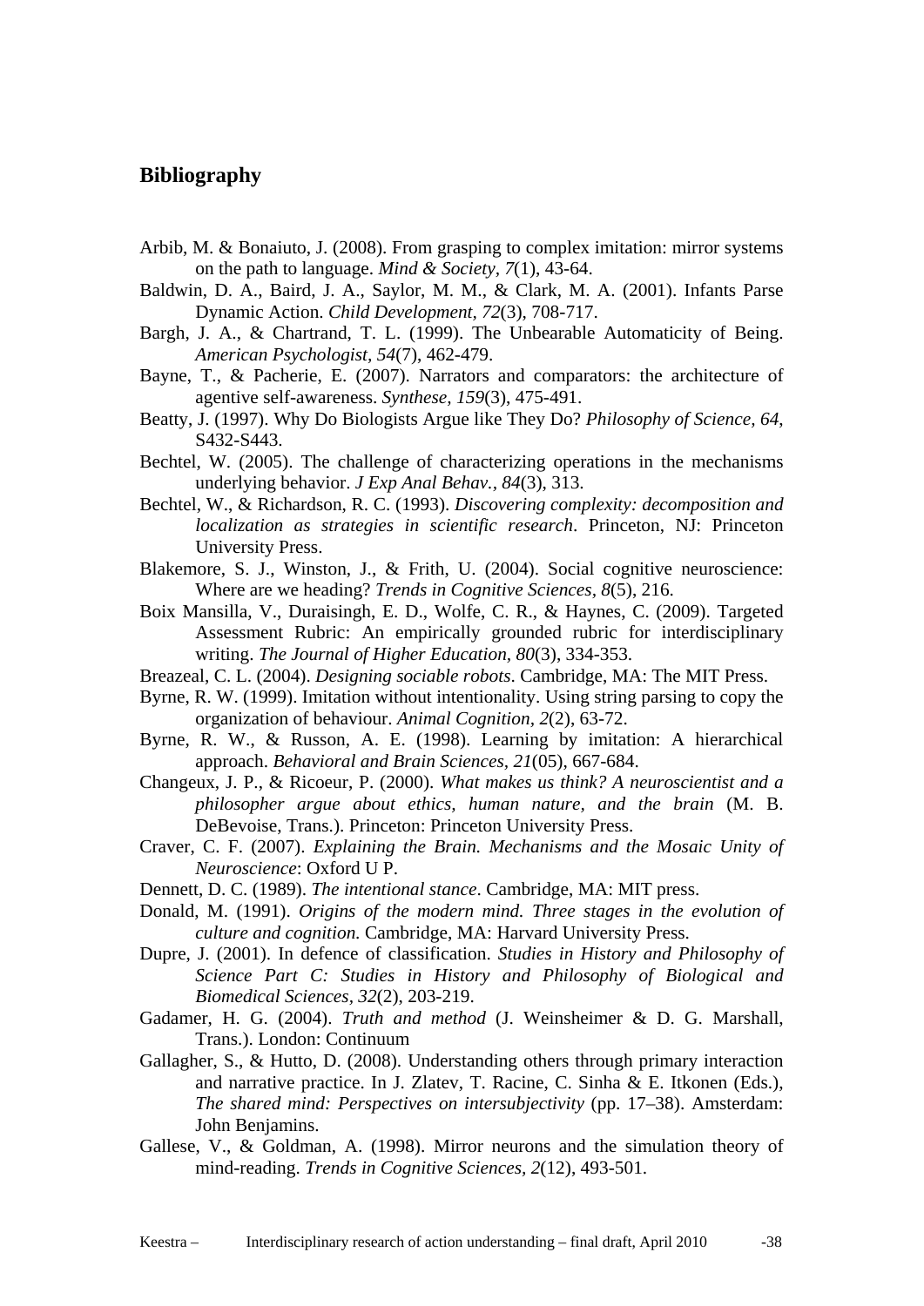## Bibliography

Arbib, M. & Bonaiuto, J. (2008). From grasping to complex imitation: mirror systems on the path to language. *Mind & Society, 7*(1), 43-64.

Baldwin, D. A., Baird, J. A., Saylor, M. M., & Clark, M. A. (2001). Infants Parse Dynamic Action. *Child Development, 72*(3), 708-717.

Bargh, J. A., & Chartrand, T. L. (1999). The Unbearable Automaticity of Being. *American Psychologist, 54*(7), 462-479.

Bayne, T., & Pacherie, E. (2007). Narrators and comparators: the architecture of agentive self-awareness. *Synthese, 159*(3), 475-491.

Beatty, J. (1997). Why Do Biologists Argue like They Do? *Philosophy of Science, 64*, S432-S443.

Bechtel, W. (2005). The challenge of characterizing operations in the mechanisms underlying behavior. *J Exp Anal Behav., 84*(3), 313.

Bechtel, W., & Richardson, R. C. (1993). *Discovering complexity: decomposition and localization as strategies in scientific research*. Princeton, NJ: Princeton University Press.

Blakemore, S. J., Winston, J., & Frith, U. (2004). Social cognitive neuroscience: Where are we heading? *Trends in Cognitive Sciences, 8*(5), 216.

Boix Mansilla, V., Duraisingh, E. D., Wolfe, C. R., & Haynes, C. (2009). Targeted Assessment Rubric: An empirically grounded rubric for interdisciplinary writing. *The Journal of Higher Education, 80*(3), 334-353.

Breazeal, C. L. (2004). *Designing sociable robots*. Cambridge, MA: The MIT Press.

Byrne, R. W. (1999). Imitation without intentionality. Using string parsing to copy the organization of behaviour. *Animal Cognition, 2*(2), 63-72.

Byrne, R. W., & Russon, A. E. (1998). Learning by imitation: A hierarchical approach. *Behavioral and Brain Sciences, 21*(05), 667-684.

Changeux, J. P., & Ricoeur, P. (2000). *What makes us think? A neuroscientist and a philosopher argue about ethics, human nature, and the brain* (M. B. DeBevoise, Trans.). Princeton: Princeton University Press.

Craver, C. F. (2007). *Explaining the Brain. Mechanisms and the Mosaic Unity of Neuroscience*: Oxford U P.

Dennett, D. C. (1989). *The intentional stance*. Cambridge, MA: MIT press.

Donald, M. (1991). *Origins of the modern mind. Three stages in the evolution of culture and cognition.* Cambridge, MA: Harvard University Press.

Dupre, J. (2001). In defence of classification. *Studies in History and Philosophy of Science Part C: Studies in History and Philosophy of Biological and Biomedical Sciences, 32*(2), 203-219.

Gadamer, H. G. (2004). *Truth and method* (J. Weinsheimer & D. G. Marshall, Trans.). London: Continuum

Gallagher, S., & Hutto, D. (2008). Understanding others through primary interaction and narrative practice. In J. Zlatev, T. Racine, C. Sinha & E. Itkonen (Eds.), *The shared mind: Perspectives on intersubjectivity* (pp. 17–38). Amsterdam: John Benjamins.

Gallese, V., & Goldman, A. (1998). Mirror neurons and the simulation theory of mind-reading. *Trends in Cognitive Sciences, 2*(12), 493-501.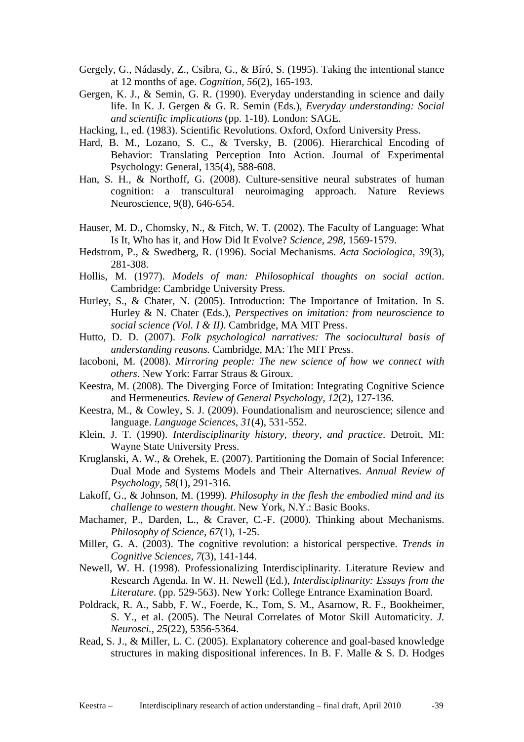Gergely, G., Nádasdy, Z., Csibra, G., & Bíró, S. (1995). Taking the intentional stance at 12 months of age. *Cognition, 56*(2), 165-193.

Gergen, K. J., & Semin, G. R. (1990). Everyday understanding in science and daily life. In K. J. Gergen & G. R. Semin (Eds.), *Everyday understanding: Social and scientific implications* (pp. 1-18). London: SAGE.

Hacking, I., ed. (1983). Scientific Revolutions. Oxford, Oxford University Press.

Hard, B. M., Lozano, S. C., & Tversky, B. (2006). Hierarchical Encoding of Behavior: Translating Perception Into Action. Journal of Experimental Psychology: General, 135(4), 588-608.

Han, S. H., & Northoff, G. (2008). Culture-sensitive neural substrates of human cognition: a transcultural neuroimaging approach. Nature Reviews Neuroscience, 9(8), 646-654.

Hauser, M. D., Chomsky, N., & Fitch, W. T. (2002). The Faculty of Language: What Is It, Who has it, and How Did It Evolve? *Science, 298*, 1569-1579.

Hedstrom, P., & Swedberg, R. (1996). Social Mechanisms. *Acta Sociologica, 39*(3), 281-308.

Hollis, M. (1977). *Models of man: Philosophical thoughts on social action*. Cambridge: Cambridge University Press.

Hurley, S., & Chater, N. (2005). Introduction: The Importance of Imitation. In S. Hurley & N. Chater (Eds.), *Perspectives on imitation: from neuroscience to social science (Vol. I & II)*. Cambridge, MA MIT Press.

Hutto, D. D. (2007). *Folk psychological narratives: The sociocultural basis of understanding reasons.* Cambridge, MA: The MIT Press.

Iacoboni, M. (2008). *Mirroring people: The new science of how we connect with others*. New York: Farrar Straus & Giroux.

Keestra, M. (2008). The Diverging Force of Imitation: Integrating Cognitive Science and Hermeneutics. *Review of General Psychology, 12*(2), 127-136.

Keestra, M., & Cowley, S. J. (2009). Foundationalism and neuroscience; silence and language. *Language Sciences, 31*(4), 531-552.

Klein, J. T. (1990). *Interdisciplinarity history, theory, and practice*. Detroit, MI: Wayne State University Press.

Kruglanski, A. W., & Orehek, E. (2007). Partitioning the Domain of Social Inference: Dual Mode and Systems Models and Their Alternatives. *Annual Review of Psychology, 58*(1), 291-316.

Lakoff, G., & Johnson, M. (1999). *Philosophy in the flesh the embodied mind and its challenge to western thought*. New York, N.Y.: Basic Books.

Machamer, P., Darden, L., & Craver, C.-F. (2000). Thinking about Mechanisms. *Philosophy of Science, 67*(1), 1-25.

Miller, G. A. (2003). The cognitive revolution: a historical perspective. *Trends in Cognitive Sciences, 7*(3), 141-144.

Newell, W. H. (1998). Professionalizing Interdisciplinarity. Literature Review and Research Agenda. In W. H. Newell (Ed.), *Interdisciplinarity: Essays from the Literature.* (pp. 529-563). New York: College Entrance Examination Board.

Poldrack, R. A., Sabb, F. W., Foerde, K., Tom, S. M., Asarnow, R. F., Bookheimer, S. Y., et al. (2005). The Neural Correlates of Motor Skill Automaticity. *J. Neurosci., 25*(22), 5356-5364.

Read, S. J., & Miller, L. C. (2005). Explanatory coherence and goal-based knowledge structures in making dispositional inferences. In B. F. Malle & S. D. Hodges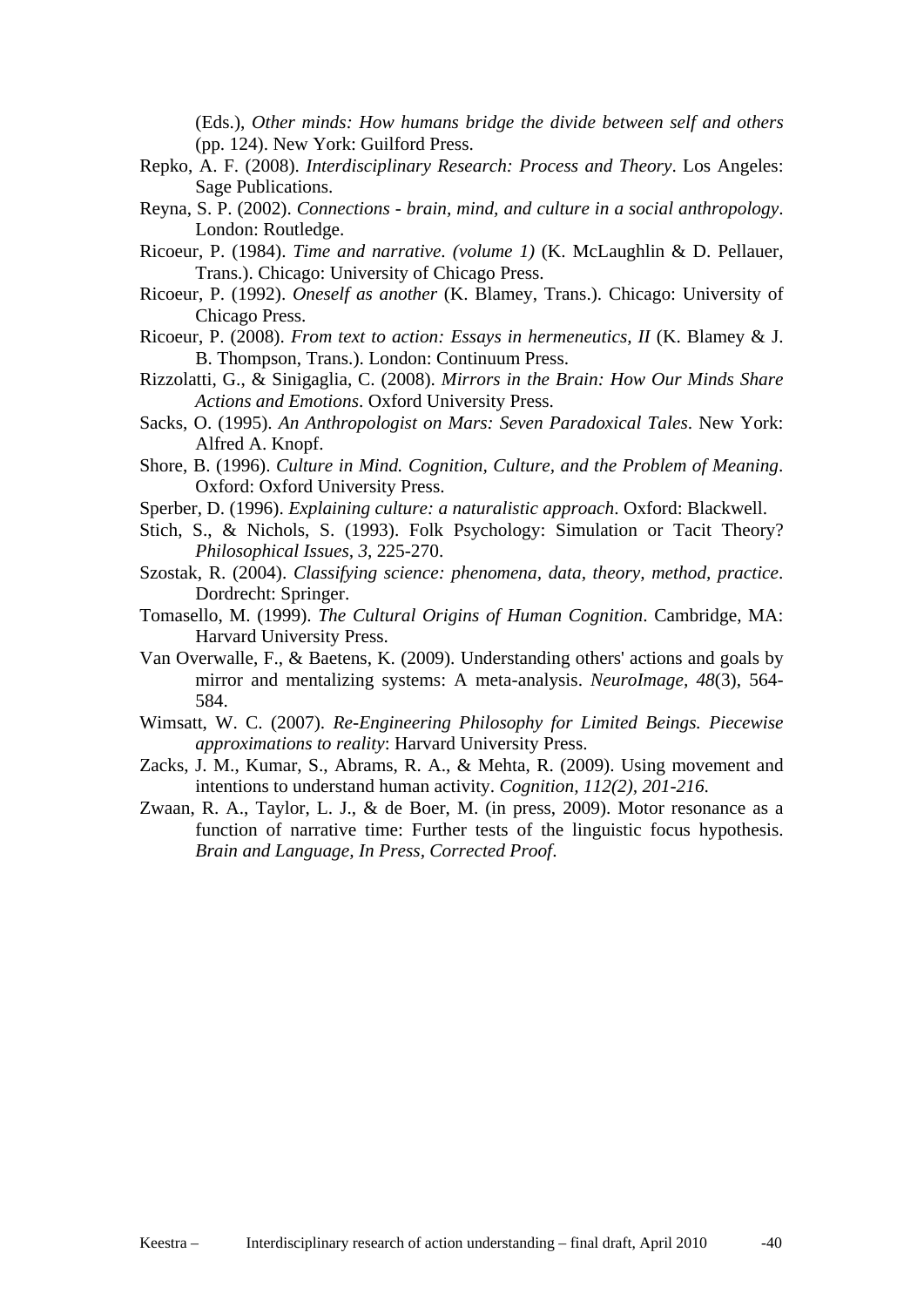(Eds.), *Other minds: How humans bridge the divide between self and others* (pp. 124). New York: Guilford Press.

Repko, A. F. (2008). *Interdisciplinary Research: Process and Theory*. Los Angeles: Sage Publications.

Reyna, S. P. (2002). *Connections - brain, mind, and culture in a social anthropology*. London: Routledge.

Ricoeur, P. (1984). *Time and narrative. (volume 1)* (K. McLaughlin & D. Pellauer, Trans.). Chicago: University of Chicago Press.

Ricoeur, P. (1992). *Oneself as another* (K. Blamey, Trans.). Chicago: University of Chicago Press.

Ricoeur, P. (2008). *From text to action: Essays in hermeneutics, II* (K. Blamey & J. B. Thompson, Trans.). London: Continuum Press.

Rizzolatti, G., & Sinigaglia, C. (2008). *Mirrors in the Brain: How Our Minds Share Actions and Emotions*. Oxford University Press.

Sacks, O. (1995). *An Anthropologist on Mars: Seven Paradoxical Tales*. New York: Alfred A. Knopf.

Shore, B. (1996). *Culture in Mind. Cognition, Culture, and the Problem of Meaning*. Oxford: Oxford University Press.

Sperber, D. (1996). *Explaining culture: a naturalistic approach*. Oxford: Blackwell.

Stich, S., & Nichols, S. (1993). Folk Psychology: Simulation or Tacit Theory? *Philosophical Issues, 3*, 225-270.

Szostak, R. (2004). *Classifying science: phenomena, data, theory, method, practice*. Dordrecht: Springer.

Tomasello, M. (1999). *The Cultural Origins of Human Cognition*. Cambridge, MA: Harvard University Press.

Van Overwalle, F., & Baetens, K. (2009). Understanding others' actions and goals by mirror and mentalizing systems: A meta-analysis. *NeuroImage, 48*(3), 564-584.

Wimsatt, W. C. (2007). *Re-Engineering Philosophy for Limited Beings. Piecewise approximations to reality*: Harvard University Press.

Zacks, J. M., Kumar, S., Abrams, R. A., & Mehta, R. (2009). Using movement and intentions to understand human activity. *Cognition, 112(2), 201-216*.

Zwaan, R. A., Taylor, L. J., & de Boer, M. (in press, 2009). Motor resonance as a function of narrative time: Further tests of the linguistic focus hypothesis. *Brain and Language, In Press, Corrected Proof*.